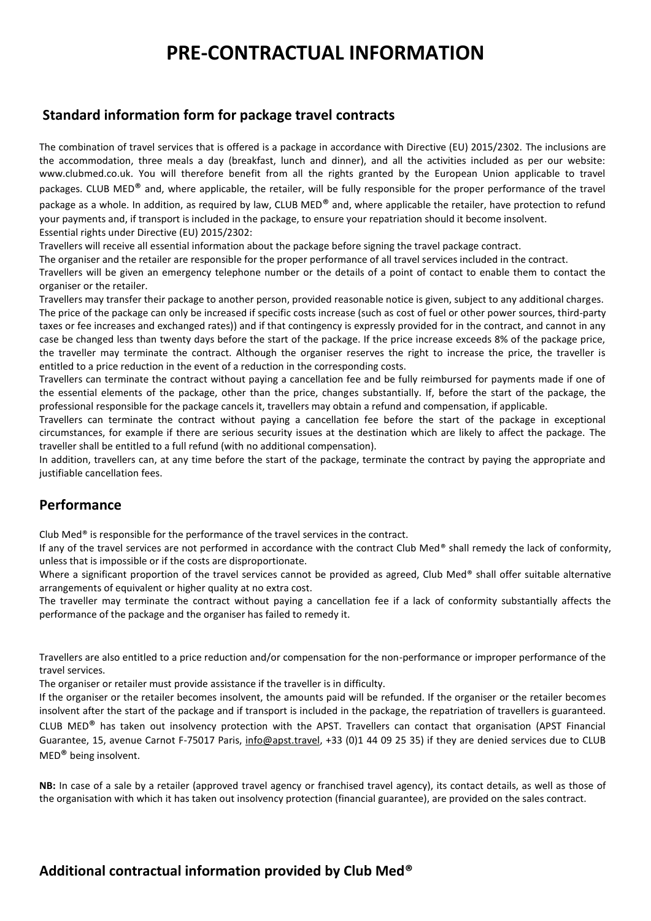# PRE-CONTRACTUAL INFORMATION

## Standard information form for package travel contracts

The combination of travel services that is offered is a package in accordance with Directive (EU) 2015/2302. The inclusions are the accommodation, three meals a day (breakfast, lunch and dinner), and all the activities included as per our website: www.clubmed.co.uk. You will therefore benefit from all the rights granted by the European Union applicable to travel packages. CLUB MED® and, where applicable, the retailer, will be fully responsible for the proper performance of the travel package as a whole. In addition, as required by law, CLUB MED® and, where applicable the retailer, have protection to refund your payments and, if transport is included in the package, to ensure your repatriation should it become insolvent.
Essential rights under Directive (EU) 2015/2302:

Travellers will receive all essential information about the package before signing the travel package contract.

The organiser and the retailer are responsible for the proper performance of all travel services included in the contract.

Travellers will be given an emergency telephone number or the details of a point of contact to enable them to contact the organiser or the retailer.

Travellers may transfer their package to another person, provided reasonable notice is given, subject to any additional charges.

The price of the package can only be increased if specific costs increase (such as cost of fuel or other power sources, third-party taxes or fee increases and exchanged rates)) and if that contingency is expressly provided for in the contract, and cannot in any case be changed less than twenty days before the start of the package. If the price increase exceeds 8% of the package price, the traveller may terminate the contract. Although the organiser reserves the right to increase the price, the traveller is entitled to a price reduction in the event of a reduction in the corresponding costs.

Travellers can terminate the contract without paying a cancellation fee and be fully reimbursed for payments made if one of the essential elements of the package, other than the price, changes substantially. If, before the start of the package, the professional responsible for the package cancels it, travellers may obtain a refund and compensation, if applicable.

Travellers can terminate the contract without paying a cancellation fee before the start of the package in exceptional circumstances, for example if there are serious security issues at the destination which are likely to affect the package. The traveller shall be entitled to a full refund (with no additional compensation).

In addition, travellers can, at any time before the start of the package, terminate the contract by paying the appropriate and justifiable cancellation fees.

## Performance

Club Med® is responsible for the performance of the travel services in the contract.

If any of the travel services are not performed in accordance with the contract Club Med® shall remedy the lack of conformity, unless that is impossible or if the costs are disproportionate.

Where a significant proportion of the travel services cannot be provided as agreed, Club Med® shall offer suitable alternative arrangements of equivalent or higher quality at no extra cost.

The traveller may terminate the contract without paying a cancellation fee if a lack of conformity substantially affects the performance of the package and the organiser has failed to remedy it.

Travellers are also entitled to a price reduction and/or compensation for the non-performance or improper performance of the travel services.

The organiser or retailer must provide assistance if the traveller is in difficulty.

If the organiser or the retailer becomes insolvent, the amounts paid will be refunded. If the organiser or the retailer becomes insolvent after the start of the package and if transport is included in the package, the repatriation of travellers is guaranteed. CLUB MED® has taken out insolvency protection with the APST. Travellers can contact that organisation (APST Financial Guarantee, 15, avenue Carnot F-75017 Paris, info@apst.travel, +33 (0)1 44 09 25 35) if they are denied services due to CLUB MED® being insolvent.

**NB:** In case of a sale by a retailer (approved travel agency or franchised travel agency), its contact details, as well as those of the organisation with which it has taken out insolvency protection (financial guarantee), are provided on the sales contract.

## Additional contractual information provided by Club Med®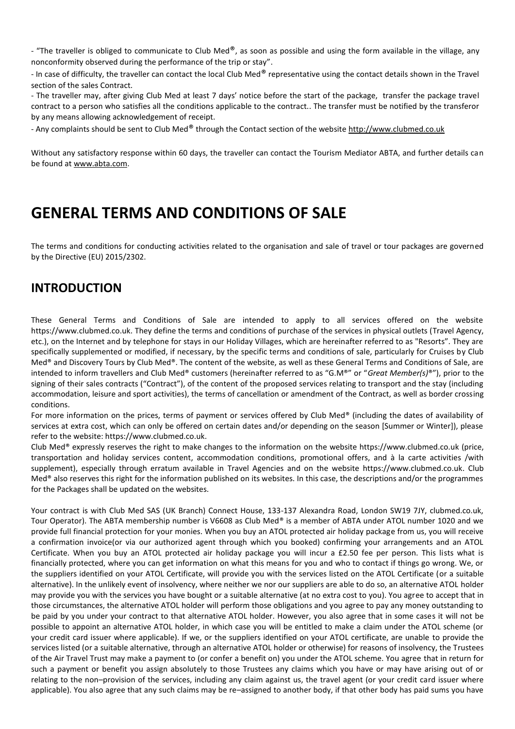- "The traveller is obliged to communicate to Club Med®, as soon as possible and using the form available in the village, any nonconformity observed during the performance of the trip or stay".

- In case of difficulty, the traveller can contact the local Club Med® representative using the contact details shown in the Travel section of the sales Contract.

- The traveller may, after giving Club Med at least 7 days' notice before the start of the package, transfer the package travel contract to a person who satisfies all the conditions applicable to the contract.. The transfer must be notified by the transferor by any means allowing acknowledgement of receipt.

- Any complaints should be sent to Club Med® through the Contact section of the website http://www.clubmed.co.uk

Without any satisfactory response within 60 days, the traveller can contact the Tourism Mediator ABTA, and further details can be found at www.abta.com.

# GENERAL TERMS AND CONDITIONS OF SALE

The terms and conditions for conducting activities related to the organisation and sale of travel or tour packages are governed by the Directive (EU) 2015/2302.

## INTRODUCTION

These General Terms and Conditions of Sale are intended to apply to all services offered on the website https://www.clubmed.co.uk. They define the terms and conditions of purchase of the services in physical outlets (Travel Agency, etc.), on the Internet and by telephone for stays in our Holiday Villages, which are hereinafter referred to as "Resorts". They are specifically supplemented or modified, if necessary, by the specific terms and conditions of sale, particularly for Cruises by Club Med® and Discovery Tours by Club Med®. The content of the website, as well as these General Terms and Conditions of Sale, are intended to inform travellers and Club Med® customers (hereinafter referred to as "G.M®" or "*Great Member(s)*®"), prior to the signing of their sales contracts ("Contract"), of the content of the proposed services relating to transport and the stay (including accommodation, leisure and sport activities), the terms of cancellation or amendment of the Contract, as well as border crossing conditions.

For more information on the prices, terms of payment or services offered by Club Med® (including the dates of availability of services at extra cost, which can only be offered on certain dates and/or depending on the season [Summer or Winter]), please refer to the website: https://www.clubmed.co.uk.

Club Med® expressly reserves the right to make changes to the information on the website https://www.clubmed.co.uk (price, transportation and holiday services content, accommodation conditions, promotional offers, and à la carte activities /with supplement), especially through erratum available in Travel Agencies and on the website https://www.clubmed.co.uk. Club Med® also reserves this right for the information published on its websites. In this case, the descriptions and/or the programmes for the Packages shall be updated on the websites.

Your contract is with Club Med SAS (UK Branch) Connect House, 133-137 Alexandra Road, London SW19 7JY, clubmed.co.uk, Tour Operator). The ABTA membership number is V6608 as Club Med® is a member of ABTA under ATOL number 1020 and we provide full financial protection for your monies. When you buy an ATOL protected air holiday package from us, you will receive a confirmation invoice(or via our authorized agent through which you booked) confirming your arrangements and an ATOL Certificate. When you buy an ATOL protected air holiday package you will incur a £2.50 fee per person. This lists what is financially protected, where you can get information on what this means for you and who to contact if things go wrong. We, or the suppliers identified on your ATOL Certificate, will provide you with the services listed on the ATOL Certificate (or a suitable alternative). In the unlikely event of insolvency, where neither we nor our suppliers are able to do so, an alternative ATOL holder may provide you with the services you have bought or a suitable alternative (at no extra cost to you). You agree to accept that in those circumstances, the alternative ATOL holder will perform those obligations and you agree to pay any money outstanding to be paid by you under your contract to that alternative ATOL holder. However, you also agree that in some cases it will not be possible to appoint an alternative ATOL holder, in which case you will be entitled to make a claim under the ATOL scheme (or your credit card issuer where applicable). If we, or the suppliers identified on your ATOL certificate, are unable to provide the services listed (or a suitable alternative, through an alternative ATOL holder or otherwise) for reasons of insolvency, the Trustees of the Air Travel Trust may make a payment to (or confer a benefit on) you under the ATOL scheme. You agree that in return for such a payment or benefit you assign absolutely to those Trustees any claims which you have or may have arising out of or relating to the non–provision of the services, including any claim against us, the travel agent (or your credit card issuer where applicable). You also agree that any such claims may be re–assigned to another body, if that other body has paid sums you have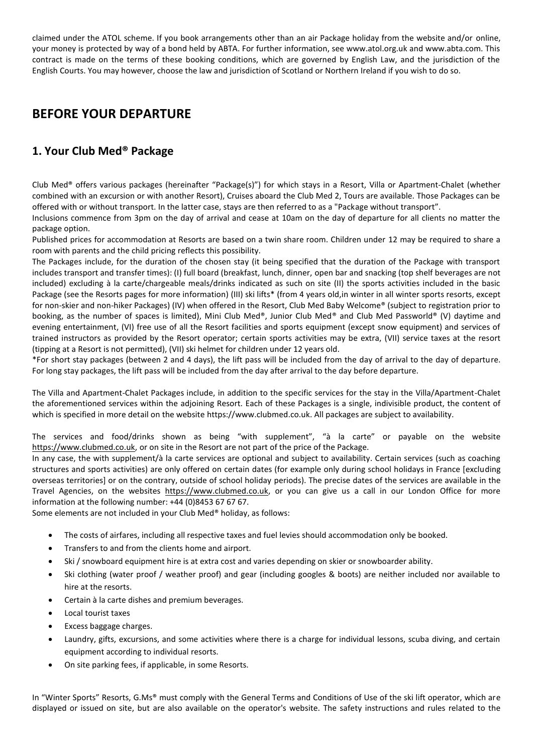claimed under the ATOL scheme. If you book arrangements other than an air Package holiday from the website and/or online, your money is protected by way of a bond held by ABTA. For further information, see www.atol.org.uk and www.abta.com. This contract is made on the terms of these booking conditions, which are governed by English Law, and the jurisdiction of the English Courts. You may however, choose the law and jurisdiction of Scotland or Northern Ireland if you wish to do so.

# BEFORE YOUR DEPARTURE

## 1. Your Club Med® Package

Club Med® offers various packages (hereinafter "Package(s)") for which stays in a Resort, Villa or Apartment-Chalet (whether combined with an excursion or with another Resort), Cruises aboard the Club Med 2, Tours are available. Those Packages can be offered with or without transport. In the latter case, stays are then referred to as a "Package without transport".

Inclusions commence from 3pm on the day of arrival and cease at 10am on the day of departure for all clients no matter the package option.

Published prices for accommodation at Resorts are based on a twin share room. Children under 12 may be required to share a room with parents and the child pricing reflects this possibility.

The Packages include, for the duration of the chosen stay (it being specified that the duration of the Package with transport includes transport and transfer times): (I) full board (breakfast, lunch, dinner, open bar and snacking (top shelf beverages are not included) excluding à la carte/chargeable meals/drinks indicated as such on site (II) the sports activities included in the basic Package (see the Resorts pages for more information) (III) ski lifts* (from 4 years old,in winter in all winter sports resorts, except for non-skier and non-hiker Packages) (IV) when offered in the Resort, Club Med Baby Welcome® (subject to registration prior to booking, as the number of spaces is limited), Mini Club Med®, Junior Club Med® and Club Med Passworld® (V) daytime and evening entertainment, (VI) free use of all the Resort facilities and sports equipment (except snow equipment) and services of trained instructors as provided by the Resort operator; certain sports activities may be extra, (VII) service taxes at the resort (tipping at a Resort is not permitted), (VII) ski helmet for children under 12 years old.

*For short stay packages (between 2 and 4 days), the lift pass will be included from the day of arrival to the day of departure. For long stay packages, the lift pass will be included from the day after arrival to the day before departure.

The Villa and Apartment-Chalet Packages include, in addition to the specific services for the stay in the Villa/Apartment-Chalet the aforementioned services within the adjoining Resort. Each of these Packages is a single, indivisible product, the content of which is specified in more detail on the website https://www.clubmed.co.uk. All packages are subject to availability.

The services and food/drinks shown as being "with supplement", "à la carte" or payable on the website https://www.clubmed.co.uk, or on site in the Resort are not part of the price of the Package.

In any case, the with supplement/à la carte services are optional and subject to availability. Certain services (such as coaching structures and sports activities) are only offered on certain dates (for example only during school holidays in France [excluding overseas territories] or on the contrary, outside of school holiday periods). The precise dates of the services are available in the Travel Agencies, on the websites https://www.clubmed.co.uk, or you can give us a call in our London Office for more information at the following number: +44 (0)8453 67 67 67.

Some elements are not included in your Club Med® holiday, as follows:

- The costs of airfares, including all respective taxes and fuel levies should accommodation only be booked.
- Transfers to and from the clients home and airport.
- Ski / snowboard equipment hire is at extra cost and varies depending on skier or snowboarder ability.
- Ski clothing (water proof / weather proof) and gear (including googles & boots) are neither included nor available to hire at the resorts.
- Certain à la carte dishes and premium beverages.
- Local tourist taxes
- Excess baggage charges.
- Laundry, gifts, excursions, and some activities where there is a charge for individual lessons, scuba diving, and certain equipment according to individual resorts.
- On site parking fees, if applicable, in some Resorts.

In "Winter Sports" Resorts, G.Ms® must comply with the General Terms and Conditions of Use of the ski lift operator, which are displayed or issued on site, but are also available on the operator's website. The safety instructions and rules related to the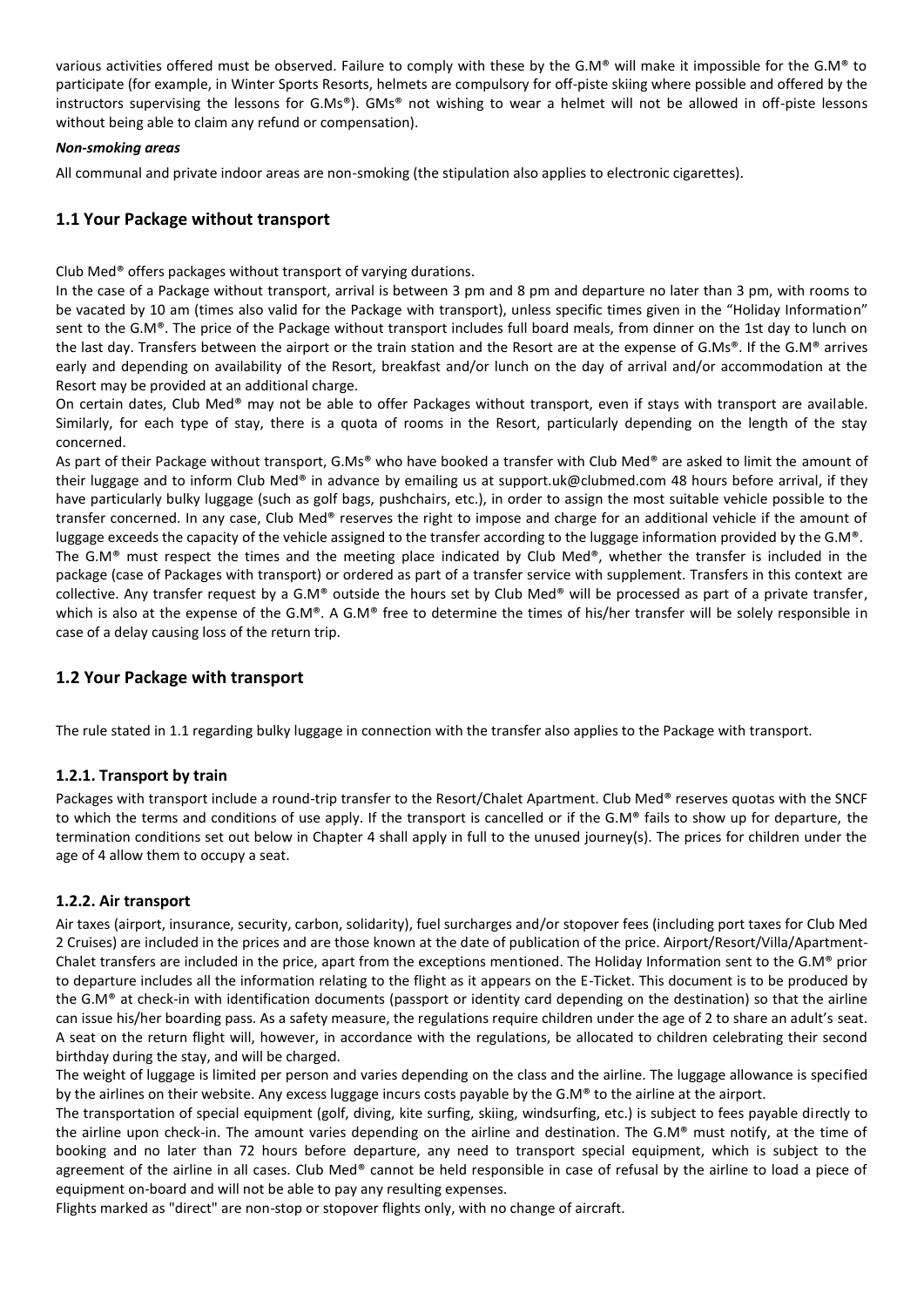various activities offered must be observed. Failure to comply with these by the G.M® will make it impossible for the G.M® to participate (for example, in Winter Sports Resorts, helmets are compulsory for off-piste skiing where possible and offered by the instructors supervising the lessons for G.Ms®). GMs® not wishing to wear a helmet will not be allowed in off-piste lessons without being able to claim any refund or compensation).

***Non-smoking areas***

All communal and private indoor areas are non-smoking (the stipulation also applies to electronic cigarettes).

## 1.1 Your Package without transport

Club Med® offers packages without transport of varying durations.

In the case of a Package without transport, arrival is between 3 pm and 8 pm and departure no later than 3 pm, with rooms to be vacated by 10 am (times also valid for the Package with transport), unless specific times given in the "Holiday Information" sent to the G.M®. The price of the Package without transport includes full board meals, from dinner on the 1st day to lunch on the last day. Transfers between the airport or the train station and the Resort are at the expense of G.Ms®. If the G.M® arrives early and depending on availability of the Resort, breakfast and/or lunch on the day of arrival and/or accommodation at the Resort may be provided at an additional charge.

On certain dates, Club Med® may not be able to offer Packages without transport, even if stays with transport are available. Similarly, for each type of stay, there is a quota of rooms in the Resort, particularly depending on the length of the stay concerned.

As part of their Package without transport, G.Ms® who have booked a transfer with Club Med® are asked to limit the amount of their luggage and to inform Club Med® in advance by emailing us at support.uk@clubmed.com 48 hours before arrival, if they have particularly bulky luggage (such as golf bags, pushchairs, etc.), in order to assign the most suitable vehicle possible to the transfer concerned. In any case, Club Med® reserves the right to impose and charge for an additional vehicle if the amount of luggage exceeds the capacity of the vehicle assigned to the transfer according to the luggage information provided by the G.M®.

The G.M® must respect the times and the meeting place indicated by Club Med®, whether the transfer is included in the package (case of Packages with transport) or ordered as part of a transfer service with supplement. Transfers in this context are collective. Any transfer request by a G.M® outside the hours set by Club Med® will be processed as part of a private transfer, which is also at the expense of the G.M®. A G.M® free to determine the times of his/her transfer will be solely responsible in case of a delay causing loss of the return trip.

## 1.2 Your Package with transport

The rule stated in 1.1 regarding bulky luggage in connection with the transfer also applies to the Package with transport.

### 1.2.1. Transport by train

Packages with transport include a round-trip transfer to the Resort/Chalet Apartment. Club Med® reserves quotas with the SNCF to which the terms and conditions of use apply. If the transport is cancelled or if the G.M® fails to show up for departure, the termination conditions set out below in Chapter 4 shall apply in full to the unused journey(s). The prices for children under the age of 4 allow them to occupy a seat.

### 1.2.2. Air transport

Air taxes (airport, insurance, security, carbon, solidarity), fuel surcharges and/or stopover fees (including port taxes for Club Med 2 Cruises) are included in the prices and are those known at the date of publication of the price. Airport/Resort/Villa/Apartment-Chalet transfers are included in the price, apart from the exceptions mentioned. The Holiday Information sent to the G.M® prior to departure includes all the information relating to the flight as it appears on the E-Ticket. This document is to be produced by the G.M® at check-in with identification documents (passport or identity card depending on the destination) so that the airline can issue his/her boarding pass. As a safety measure, the regulations require children under the age of 2 to share an adult's seat. A seat on the return flight will, however, in accordance with the regulations, be allocated to children celebrating their second birthday during the stay, and will be charged.

The weight of luggage is limited per person and varies depending on the class and the airline. The luggage allowance is specified by the airlines on their website. Any excess luggage incurs costs payable by the G.M® to the airline at the airport.

The transportation of special equipment (golf, diving, kite surfing, skiing, windsurfing, etc.) is subject to fees payable directly to the airline upon check-in. The amount varies depending on the airline and destination. The G.M® must notify, at the time of booking and no later than 72 hours before departure, any need to transport special equipment, which is subject to the agreement of the airline in all cases. Club Med® cannot be held responsible in case of refusal by the airline to load a piece of equipment on-board and will not be able to pay any resulting expenses.

Flights marked as "direct" are non-stop or stopover flights only, with no change of aircraft.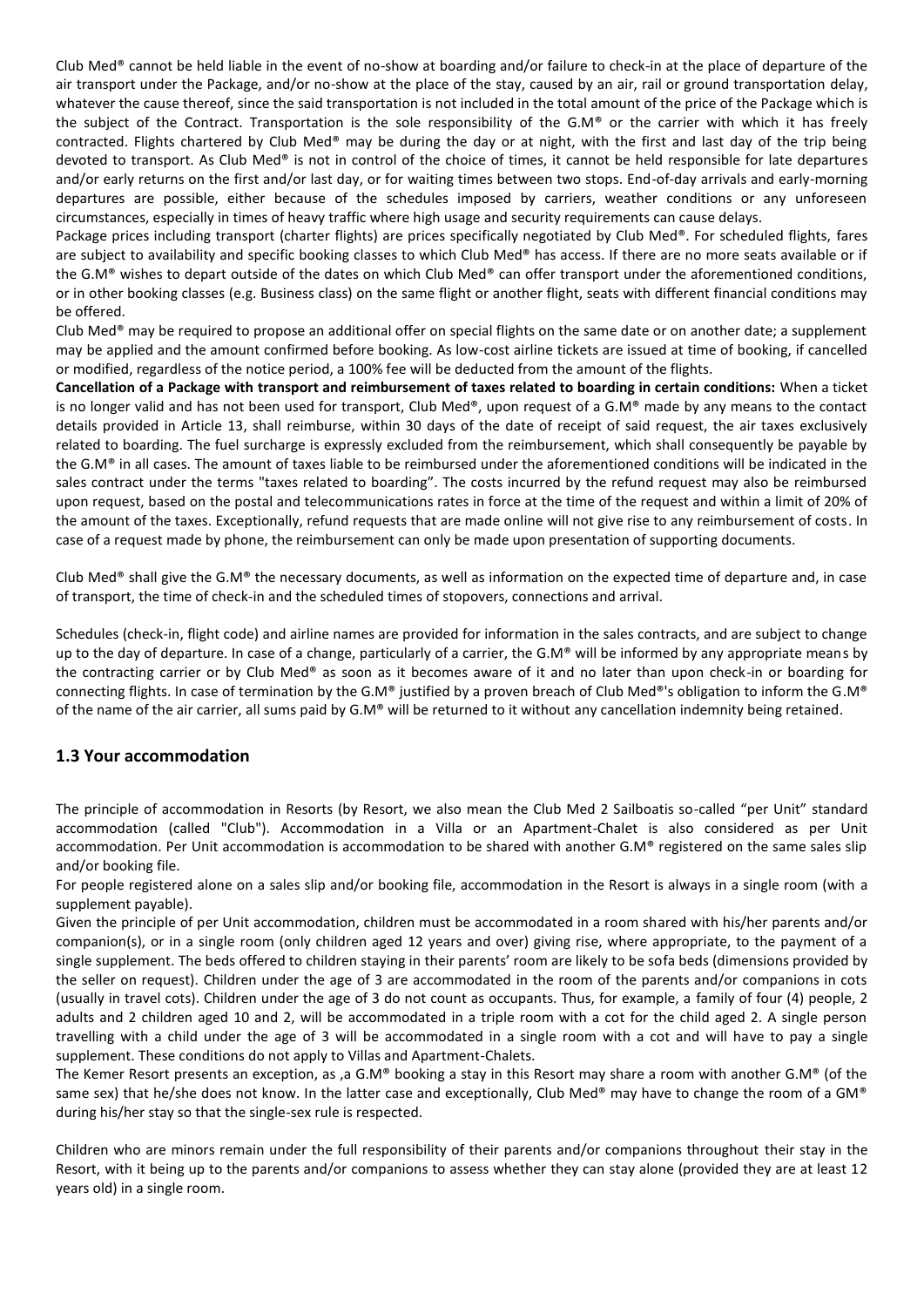Club Med® cannot be held liable in the event of no-show at boarding and/or failure to check-in at the place of departure of the air transport under the Package, and/or no-show at the place of the stay, caused by an air, rail or ground transportation delay, whatever the cause thereof, since the said transportation is not included in the total amount of the price of the Package which is the subject of the Contract. Transportation is the sole responsibility of the G.M® or the carrier with which it has freely contracted. Flights chartered by Club Med® may be during the day or at night, with the first and last day of the trip being devoted to transport. As Club Med® is not in control of the choice of times, it cannot be held responsible for late departures and/or early returns on the first and/or last day, or for waiting times between two stops. End-of-day arrivals and early-morning departures are possible, either because of the schedules imposed by carriers, weather conditions or any unforeseen circumstances, especially in times of heavy traffic where high usage and security requirements can cause delays.

Package prices including transport (charter flights) are prices specifically negotiated by Club Med®. For scheduled flights, fares are subject to availability and specific booking classes to which Club Med® has access. If there are no more seats available or if the G.M® wishes to depart outside of the dates on which Club Med® can offer transport under the aforementioned conditions, or in other booking classes (e.g. Business class) on the same flight or another flight, seats with different financial conditions may be offered.

Club Med® may be required to propose an additional offer on special flights on the same date or on another date; a supplement may be applied and the amount confirmed before booking. As low-cost airline tickets are issued at time of booking, if cancelled or modified, regardless of the notice period, a 100% fee will be deducted from the amount of the flights.

**Cancellation of a Package with transport and reimbursement of taxes related to boarding in certain conditions:** When a ticket is no longer valid and has not been used for transport, Club Med®, upon request of a G.M® made by any means to the contact details provided in Article 13, shall reimburse, within 30 days of the date of receipt of said request, the air taxes exclusively related to boarding. The fuel surcharge is expressly excluded from the reimbursement, which shall consequently be payable by the G.M® in all cases. The amount of taxes liable to be reimbursed under the aforementioned conditions will be indicated in the sales contract under the terms "taxes related to boarding". The costs incurred by the refund request may also be reimbursed upon request, based on the postal and telecommunications rates in force at the time of the request and within a limit of 20% of the amount of the taxes. Exceptionally, refund requests that are made online will not give rise to any reimbursement of costs. In case of a request made by phone, the reimbursement can only be made upon presentation of supporting documents.

Club Med® shall give the G.M® the necessary documents, as well as information on the expected time of departure and, in case of transport, the time of check-in and the scheduled times of stopovers, connections and arrival.

Schedules (check-in, flight code) and airline names are provided for information in the sales contracts, and are subject to change up to the day of departure. In case of a change, particularly of a carrier, the G.M® will be informed by any appropriate means by the contracting carrier or by Club Med® as soon as it becomes aware of it and no later than upon check-in or boarding for connecting flights. In case of termination by the G.M® justified by a proven breach of Club Med®'s obligation to inform the G.M® of the name of the air carrier, all sums paid by G.M® will be returned to it without any cancellation indemnity being retained.

## 1.3 Your accommodation

The principle of accommodation in Resorts (by Resort, we also mean the Club Med 2 Sailboatis so-called "per Unit" standard accommodation (called "Club"). Accommodation in a Villa or an Apartment-Chalet is also considered as per Unit accommodation. Per Unit accommodation is accommodation to be shared with another G.M® registered on the same sales slip and/or booking file.

For people registered alone on a sales slip and/or booking file, accommodation in the Resort is always in a single room (with a supplement payable).

Given the principle of per Unit accommodation, children must be accommodated in a room shared with his/her parents and/or companion(s), or in a single room (only children aged 12 years and over) giving rise, where appropriate, to the payment of a single supplement. The beds offered to children staying in their parents' room are likely to be sofa beds (dimensions provided by the seller on request). Children under the age of 3 are accommodated in the room of the parents and/or companions in cots (usually in travel cots). Children under the age of 3 do not count as occupants. Thus, for example, a family of four (4) people, 2 adults and 2 children aged 10 and 2, will be accommodated in a triple room with a cot for the child aged 2. A single person travelling with a child under the age of 3 will be accommodated in a single room with a cot and will have to pay a single supplement. These conditions do not apply to Villas and Apartment-Chalets.

The Kemer Resort presents an exception, as ,a G.M® booking a stay in this Resort may share a room with another G.M® (of the same sex) that he/she does not know. In the latter case and exceptionally, Club Med® may have to change the room of a GM® during his/her stay so that the single-sex rule is respected.

Children who are minors remain under the full responsibility of their parents and/or companions throughout their stay in the Resort, with it being up to the parents and/or companions to assess whether they can stay alone (provided they are at least 12 years old) in a single room.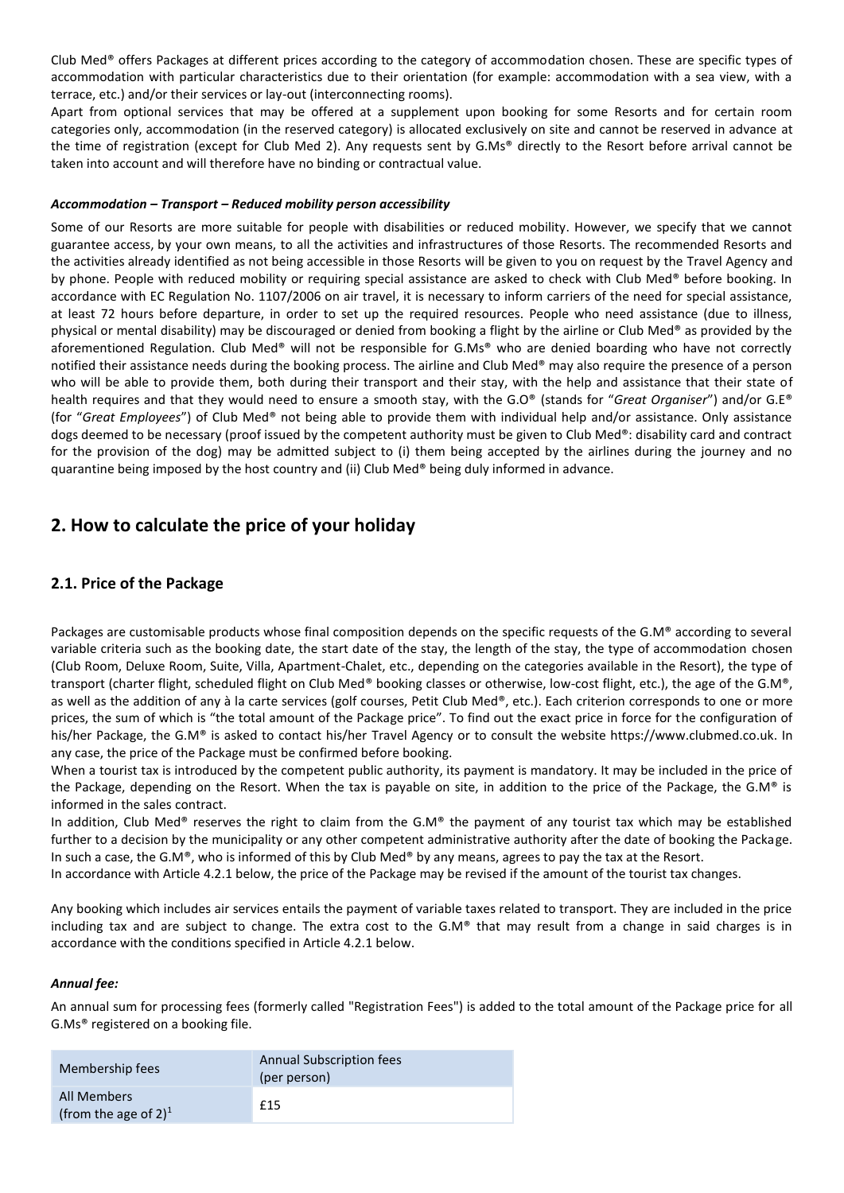Club Med® offers Packages at different prices according to the category of accommodation chosen. These are specific types of accommodation with particular characteristics due to their orientation (for example: accommodation with a sea view, with a terrace, etc.) and/or their services or lay-out (interconnecting rooms).

Apart from optional services that may be offered at a supplement upon booking for some Resorts and for certain room categories only, accommodation (in the reserved category) is allocated exclusively on site and cannot be reserved in advance at the time of registration (except for Club Med 2). Any requests sent by G.Ms® directly to the Resort before arrival cannot be taken into account and will therefore have no binding or contractual value.

***Accommodation – Transport – Reduced mobility person accessibility***

Some of our Resorts are more suitable for people with disabilities or reduced mobility. However, we specify that we cannot guarantee access, by your own means, to all the activities and infrastructures of those Resorts. The recommended Resorts and the activities already identified as not being accessible in those Resorts will be given to you on request by the Travel Agency and by phone. People with reduced mobility or requiring special assistance are asked to check with Club Med® before booking. In accordance with EC Regulation No. 1107/2006 on air travel, it is necessary to inform carriers of the need for special assistance, at least 72 hours before departure, in order to set up the required resources. People who need assistance (due to illness, physical or mental disability) may be discouraged or denied from booking a flight by the airline or Club Med® as provided by the aforementioned Regulation. Club Med® will not be responsible for G.Ms® who are denied boarding who have not correctly notified their assistance needs during the booking process. The airline and Club Med® may also require the presence of a person who will be able to provide them, both during their transport and their stay, with the help and assistance that their state of health requires and that they would need to ensure a smooth stay, with the G.O® (stands for "*Great Organiser*") and/or G.E® (for "*Great Employees*") of Club Med® not being able to provide them with individual help and/or assistance. Only assistance dogs deemed to be necessary (proof issued by the competent authority must be given to Club Med®: disability card and contract for the provision of the dog) may be admitted subject to (i) them being accepted by the airlines during the journey and no quarantine being imposed by the host country and (ii) Club Med® being duly informed in advance.

## 2. How to calculate the price of your holiday

### 2.1. Price of the Package

Packages are customisable products whose final composition depends on the specific requests of the G.M® according to several variable criteria such as the booking date, the start date of the stay, the length of the stay, the type of accommodation chosen (Club Room, Deluxe Room, Suite, Villa, Apartment-Chalet, etc., depending on the categories available in the Resort), the type of transport (charter flight, scheduled flight on Club Med® booking classes or otherwise, low-cost flight, etc.), the age of the G.M®, as well as the addition of any à la carte services (golf courses, Petit Club Med®, etc.). Each criterion corresponds to one or more prices, the sum of which is "the total amount of the Package price". To find out the exact price in force for the configuration of his/her Package, the G.M® is asked to contact his/her Travel Agency or to consult the website https://www.clubmed.co.uk. In any case, the price of the Package must be confirmed before booking.

When a tourist tax is introduced by the competent public authority, its payment is mandatory. It may be included in the price of the Package, depending on the Resort. When the tax is payable on site, in addition to the price of the Package, the G.M® is informed in the sales contract.

In addition, Club Med® reserves the right to claim from the G.M® the payment of any tourist tax which may be established further to a decision by the municipality or any other competent administrative authority after the date of booking the Package. In such a case, the G.M®, who is informed of this by Club Med® by any means, agrees to pay the tax at the Resort.

In accordance with Article 4.2.1 below, the price of the Package may be revised if the amount of the tourist tax changes.

Any booking which includes air services entails the payment of variable taxes related to transport. They are included in the price including tax and are subject to change. The extra cost to the G.M® that may result from a change in said charges is in accordance with the conditions specified in Article 4.2.1 below.

***Annual fee:***

An annual sum for processing fees (formerly called "Registration Fees") is added to the total amount of the Package price for all G.Ms® registered on a booking file.

| Membership fees | Annual Subscription fees (per person) |
|---|---|
| All Members (from the age of 2)[1] | £15 |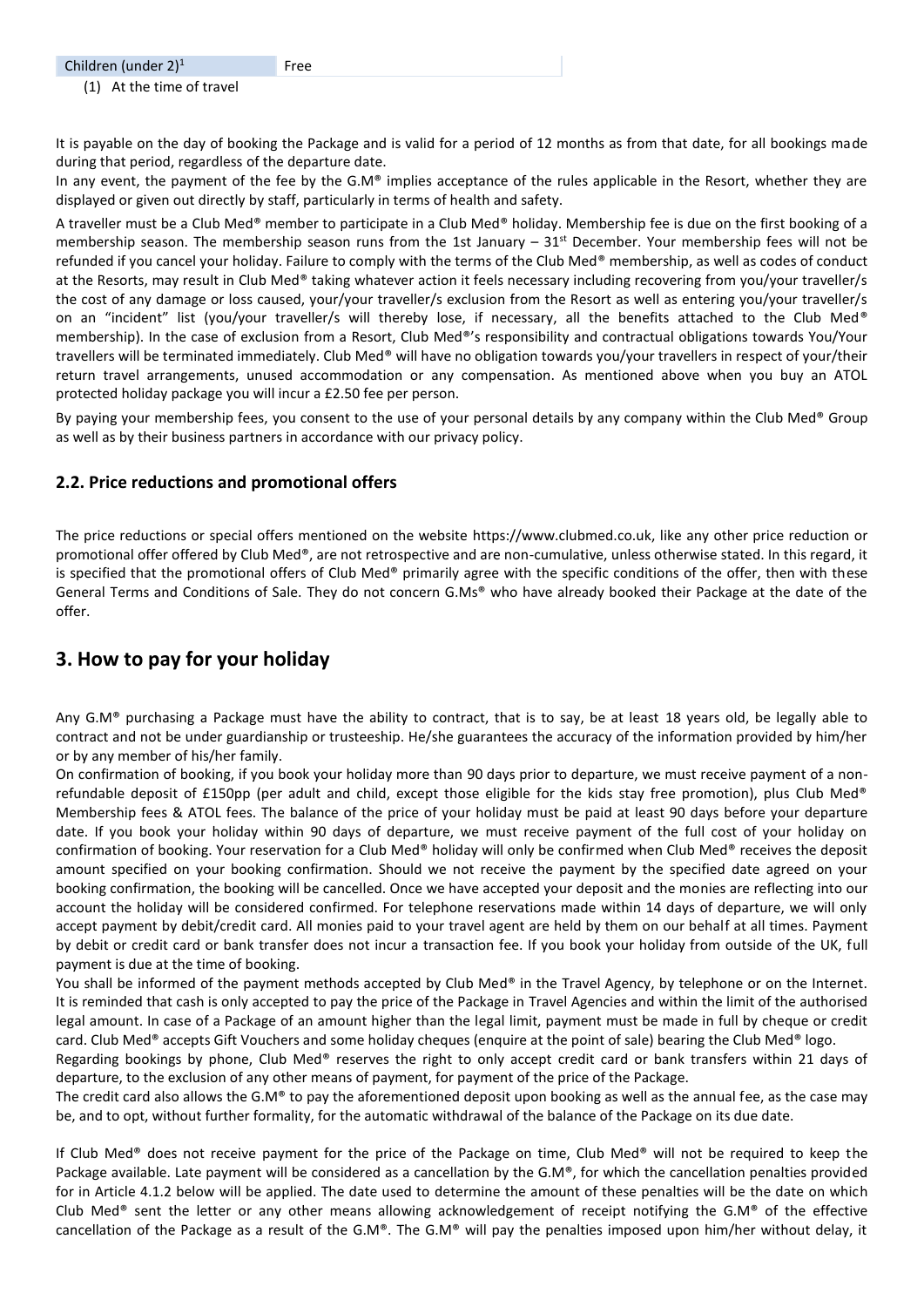| Children (under 2)[1] | Free |
| --- | --- |

(1) At the time of travel

It is payable on the day of booking the Package and is valid for a period of 12 months as from that date, for all bookings made during that period, regardless of the departure date.

In any event, the payment of the fee by the G.M® implies acceptance of the rules applicable in the Resort, whether they are displayed or given out directly by staff, particularly in terms of health and safety.

A traveller must be a Club Med® member to participate in a Club Med® holiday. Membership fee is due on the first booking of a membership season. The membership season runs from the 1st January – 31st December. Your membership fees will not be refunded if you cancel your holiday. Failure to comply with the terms of the Club Med® membership, as well as codes of conduct at the Resorts, may result in Club Med® taking whatever action it feels necessary including recovering from you/your traveller/s the cost of any damage or loss caused, your/your traveller/s exclusion from the Resort as well as entering you/your traveller/s on an "incident" list (you/your traveller/s will thereby lose, if necessary, all the benefits attached to the Club Med® membership). In the case of exclusion from a Resort, Club Med®'s responsibility and contractual obligations towards You/Your travellers will be terminated immediately. Club Med® will have no obligation towards you/your travellers in respect of your/their return travel arrangements, unused accommodation or any compensation. As mentioned above when you buy an ATOL protected holiday package you will incur a £2.50 fee per person.

By paying your membership fees, you consent to the use of your personal details by any company within the Club Med® Group as well as by their business partners in accordance with our privacy policy.

### 2.2. Price reductions and promotional offers

The price reductions or special offers mentioned on the website https://www.clubmed.co.uk, like any other price reduction or promotional offer offered by Club Med®, are not retrospective and are non-cumulative, unless otherwise stated. In this regard, it is specified that the promotional offers of Club Med® primarily agree with the specific conditions of the offer, then with these General Terms and Conditions of Sale. They do not concern G.Ms® who have already booked their Package at the date of the offer.

## 3. How to pay for your holiday

Any G.M® purchasing a Package must have the ability to contract, that is to say, be at least 18 years old, be legally able to contract and not be under guardianship or trusteeship. He/she guarantees the accuracy of the information provided by him/her or by any member of his/her family.

On confirmation of booking, if you book your holiday more than 90 days prior to departure, we must receive payment of a non-refundable deposit of £150pp (per adult and child, except those eligible for the kids stay free promotion), plus Club Med® Membership fees & ATOL fees. The balance of the price of your holiday must be paid at least 90 days before your departure date. If you book your holiday within 90 days of departure, we must receive payment of the full cost of your holiday on confirmation of booking. Your reservation for a Club Med® holiday will only be confirmed when Club Med® receives the deposit amount specified on your booking confirmation. Should we not receive the payment by the specified date agreed on your booking confirmation, the booking will be cancelled. Once we have accepted your deposit and the monies are reflecting into our account the holiday will be considered confirmed. For telephone reservations made within 14 days of departure, we will only accept payment by debit/credit card. All monies paid to your travel agent are held by them on our behalf at all times. Payment by debit or credit card or bank transfer does not incur a transaction fee. If you book your holiday from outside of the UK, full payment is due at the time of booking.

You shall be informed of the payment methods accepted by Club Med® in the Travel Agency, by telephone or on the Internet. It is reminded that cash is only accepted to pay the price of the Package in Travel Agencies and within the limit of the authorised legal amount. In case of a Package of an amount higher than the legal limit, payment must be made in full by cheque or credit card. Club Med® accepts Gift Vouchers and some holiday cheques (enquire at the point of sale) bearing the Club Med® logo.

Regarding bookings by phone, Club Med® reserves the right to only accept credit card or bank transfers within 21 days of departure, to the exclusion of any other means of payment, for payment of the price of the Package.

The credit card also allows the G.M® to pay the aforementioned deposit upon booking as well as the annual fee, as the case may be, and to opt, without further formality, for the automatic withdrawal of the balance of the Package on its due date.

If Club Med® does not receive payment for the price of the Package on time, Club Med® will not be required to keep the Package available. Late payment will be considered as a cancellation by the G.M®, for which the cancellation penalties provided for in Article 4.1.2 below will be applied. The date used to determine the amount of these penalties will be the date on which Club Med® sent the letter or any other means allowing acknowledgement of receipt notifying the G.M® of the effective cancellation of the Package as a result of the G.M®. The G.M® will pay the penalties imposed upon him/her without delay, it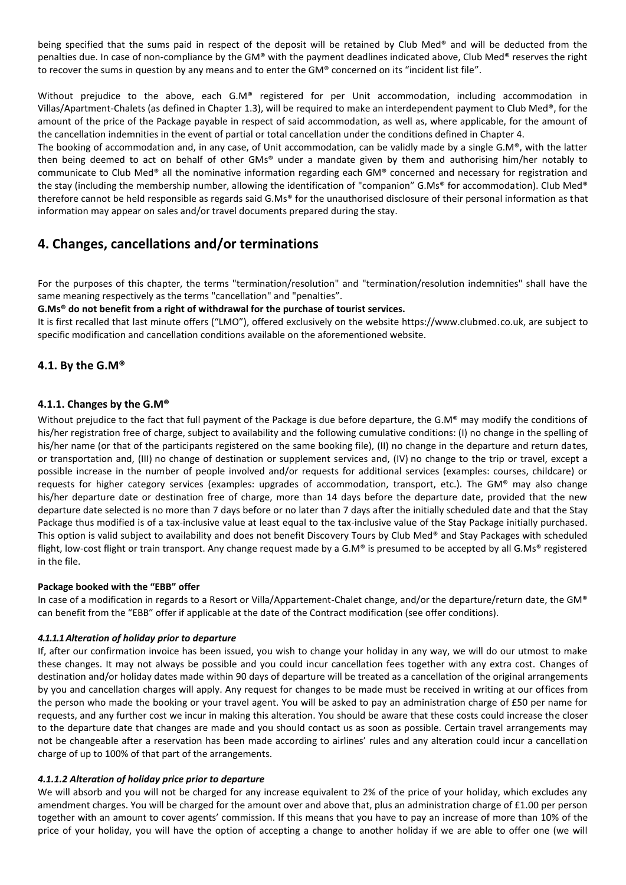being specified that the sums paid in respect of the deposit will be retained by Club Med® and will be deducted from the penalties due. In case of non-compliance by the GM® with the payment deadlines indicated above, Club Med® reserves the right to recover the sums in question by any means and to enter the GM® concerned on its "incident list file".

Without prejudice to the above, each G.M® registered for per Unit accommodation, including accommodation in Villas/Apartment-Chalets (as defined in Chapter 1.3), will be required to make an interdependent payment to Club Med®, for the amount of the price of the Package payable in respect of said accommodation, as well as, where applicable, for the amount of the cancellation indemnities in the event of partial or total cancellation under the conditions defined in Chapter 4.
The booking of accommodation and, in any case, of Unit accommodation, can be validly made by a single G.M®, with the latter then being deemed to act on behalf of other GMs® under a mandate given by them and authorising him/her notably to communicate to Club Med® all the nominative information regarding each GM® concerned and necessary for registration and the stay (including the membership number, allowing the identification of "companion" G.Ms® for accommodation). Club Med® therefore cannot be held responsible as regards said G.Ms® for the unauthorised disclosure of their personal information as that information may appear on sales and/or travel documents prepared during the stay.

## 4. Changes, cancellations and/or terminations

For the purposes of this chapter, the terms "termination/resolution" and "termination/resolution indemnities" shall have the same meaning respectively as the terms "cancellation" and "penalties".

**G.Ms® do not benefit from a right of withdrawal for the purchase of tourist services.**

It is first recalled that last minute offers ("LMO"), offered exclusively on the website https://www.clubmed.co.uk, are subject to specific modification and cancellation conditions available on the aforementioned website.

### 4.1. By the G.M®

#### 4.1.1. Changes by the G.M®

Without prejudice to the fact that full payment of the Package is due before departure, the G.M® may modify the conditions of his/her registration free of charge, subject to availability and the following cumulative conditions: (I) no change in the spelling of his/her name (or that of the participants registered on the same booking file), (II) no change in the departure and return dates, or transportation and, (III) no change of destination or supplement services and, (IV) no change to the trip or travel, except a possible increase in the number of people involved and/or requests for additional services (examples: courses, childcare) or requests for higher category services (examples: upgrades of accommodation, transport, etc.). The GM® may also change his/her departure date or destination free of charge, more than 14 days before the departure date, provided that the new departure date selected is no more than 7 days before or no later than 7 days after the initially scheduled date and that the Stay Package thus modified is of a tax-inclusive value at least equal to the tax-inclusive value of the Stay Package initially purchased. This option is valid subject to availability and does not benefit Discovery Tours by Club Med® and Stay Packages with scheduled flight, low-cost flight or train transport. Any change request made by a G.M® is presumed to be accepted by all G.Ms® registered in the file.

**Package booked with the "EBB" offer**

In case of a modification in regards to a Resort or Villa/Appartement-Chalet change, and/or the departure/return date, the GM® can benefit from the "EBB" offer if applicable at the date of the Contract modification (see offer conditions).

##### *4.1.1.1 Alteration of holiday prior to departure*

If, after our confirmation invoice has been issued, you wish to change your holiday in any way, we will do our utmost to make these changes. It may not always be possible and you could incur cancellation fees together with any extra cost. Changes of destination and/or holiday dates made within 90 days of departure will be treated as a cancellation of the original arrangements by you and cancellation charges will apply. Any request for changes to be made must be received in writing at our offices from the person who made the booking or your travel agent. You will be asked to pay an administration charge of £50 per name for requests, and any further cost we incur in making this alteration. You should be aware that these costs could increase the closer to the departure date that changes are made and you should contact us as soon as possible. Certain travel arrangements may not be changeable after a reservation has been made according to airlines' rules and any alteration could incur a cancellation charge of up to 100% of that part of the arrangements.

##### *4.1.1.2 Alteration of holiday price prior to departure*

We will absorb and you will not be charged for any increase equivalent to 2% of the price of your holiday, which excludes any amendment charges. You will be charged for the amount over and above that, plus an administration charge of £1.00 per person together with an amount to cover agents' commission. If this means that you have to pay an increase of more than 10% of the price of your holiday, you will have the option of accepting a change to another holiday if we are able to offer one (we will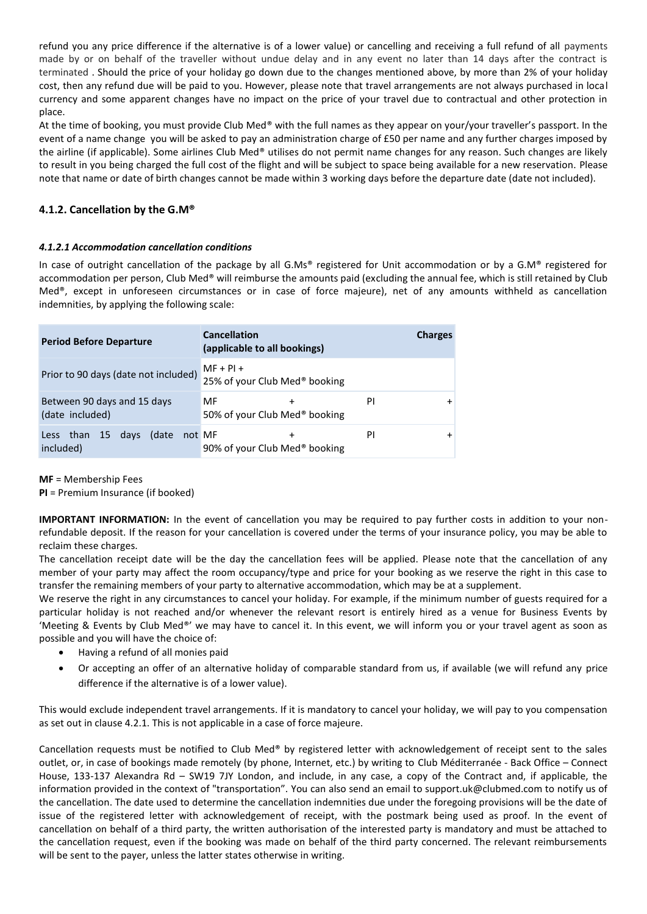refund you any price difference if the alternative is of a lower value) or cancelling and receiving a full refund of all payments made by or on behalf of the traveller without undue delay and in any event no later than 14 days after the contract is terminated . Should the price of your holiday go down due to the changes mentioned above, by more than 2% of your holiday cost, then any refund due will be paid to you. However, please note that travel arrangements are not always purchased in local currency and some apparent changes have no impact on the price of your travel due to contractual and other protection in place.

At the time of booking, you must provide Club Med® with the full names as they appear on your/your traveller's passport. In the event of a name change you will be asked to pay an administration charge of £50 per name and any further charges imposed by the airline (if applicable). Some airlines Club Med® utilises do not permit name changes for any reason. Such changes are likely to result in you being charged the full cost of the flight and will be subject to space being available for a new reservation. Please note that name or date of birth changes cannot be made within 3 working days before the departure date (date not included).

### 4.1.2. Cancellation by the G.M®

#### *4.1.2.1 Accommodation cancellation conditions*

In case of outright cancellation of the package by all G.Ms® registered for Unit accommodation or by a G.M® registered for accommodation per person, Club Med® will reimburse the amounts paid (excluding the annual fee, which is still retained by Club Med®, except in unforeseen circumstances or in case of force majeure), net of any amounts withheld as cancellation indemnities, by applying the following scale:

| Period Before Departure | Cancellation Charges (applicable to all bookings) |
| --- | --- |
| Prior to 90 days (date not included) | MF + PI + 25% of your Club Med® booking |
| Between 90 days and 15 days (date included) | MF + PI + 50% of your Club Med® booking |
| Less than 15 days (date not included) | MF + PI + 90% of your Club Med® booking |

**MF** = Membership Fees
**PI** = Premium Insurance (if booked)

**IMPORTANT INFORMATION:** In the event of cancellation you may be required to pay further costs in addition to your non-refundable deposit. If the reason for your cancellation is covered under the terms of your insurance policy, you may be able to reclaim these charges.

The cancellation receipt date will be the day the cancellation fees will be applied. Please note that the cancellation of any member of your party may affect the room occupancy/type and price for your booking as we reserve the right in this case to transfer the remaining members of your party to alternative accommodation, which may be at a supplement.

We reserve the right in any circumstances to cancel your holiday. For example, if the minimum number of guests required for a particular holiday is not reached and/or whenever the relevant resort is entirely hired as a venue for Business Events by 'Meeting & Events by Club Med®' we may have to cancel it. In this event, we will inform you or your travel agent as soon as possible and you will have the choice of:

- Having a refund of all monies paid
- Or accepting an offer of an alternative holiday of comparable standard from us, if available (we will refund any price difference if the alternative is of a lower value).

This would exclude independent travel arrangements. If it is mandatory to cancel your holiday, we will pay to you compensation as set out in clause 4.2.1. This is not applicable in a case of force majeure.

Cancellation requests must be notified to Club Med® by registered letter with acknowledgement of receipt sent to the sales outlet, or, in case of bookings made remotely (by phone, Internet, etc.) by writing to Club Méditerranée - Back Office – Connect House, 133-137 Alexandra Rd – SW19 7JY London, and include, in any case, a copy of the Contract and, if applicable, the information provided in the context of "transportation". You can also send an email to support.uk@clubmed.com to notify us of the cancellation. The date used to determine the cancellation indemnities due under the foregoing provisions will be the date of issue of the registered letter with acknowledgement of receipt, with the postmark being used as proof. In the event of cancellation on behalf of a third party, the written authorisation of the interested party is mandatory and must be attached to the cancellation request, even if the booking was made on behalf of the third party concerned. The relevant reimbursements will be sent to the payer, unless the latter states otherwise in writing.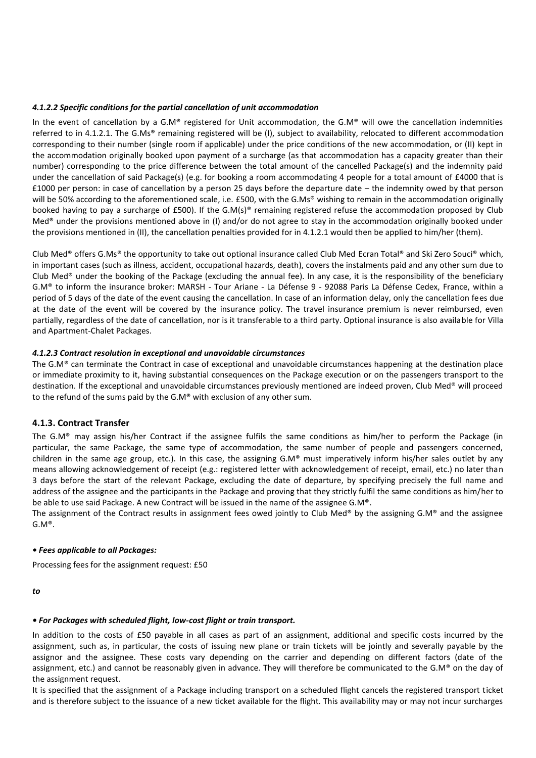#### *4.1.2.2 Specific conditions for the partial cancellation of unit accommodation*

In the event of cancellation by a G.M® registered for Unit accommodation, the G.M® will owe the cancellation indemnities referred to in 4.1.2.1. The G.Ms® remaining registered will be (I), subject to availability, relocated to different accommodation corresponding to their number (single room if applicable) under the price conditions of the new accommodation, or (II) kept in the accommodation originally booked upon payment of a surcharge (as that accommodation has a capacity greater than their number) corresponding to the price difference between the total amount of the cancelled Package(s) and the indemnity paid under the cancellation of said Package(s) (e.g. for booking a room accommodating 4 people for a total amount of £4000 that is £1000 per person: in case of cancellation by a person 25 days before the departure date – the indemnity owed by that person will be 50% according to the aforementioned scale, i.e. £500, with the G.Ms® wishing to remain in the accommodation originally booked having to pay a surcharge of £500). If the G.M(s)® remaining registered refuse the accommodation proposed by Club Med® under the provisions mentioned above in (I) and/or do not agree to stay in the accommodation originally booked under the provisions mentioned in (II), the cancellation penalties provided for in 4.1.2.1 would then be applied to him/her (them).

Club Med® offers G.Ms® the opportunity to take out optional insurance called Club Med Ecran Total® and Ski Zero Souci® which, in important cases (such as illness, accident, occupational hazards, death), covers the instalments paid and any other sum due to Club Med® under the booking of the Package (excluding the annual fee). In any case, it is the responsibility of the beneficiary G.M® to inform the insurance broker: MARSH - Tour Ariane - La Défense 9 - 92088 Paris La Défense Cedex, France, within a period of 5 days of the date of the event causing the cancellation. In case of an information delay, only the cancellation fees due at the date of the event will be covered by the insurance policy. The travel insurance premium is never reimbursed, even partially, regardless of the date of cancellation, nor is it transferable to a third party. Optional insurance is also available for Villa and Apartment-Chalet Packages.

#### *4.1.2.3 Contract resolution in exceptional and unavoidable circumstances*

The G.M® can terminate the Contract in case of exceptional and unavoidable circumstances happening at the destination place or immediate proximity to it, having substantial consequences on the Package execution or on the passengers transport to the destination. If the exceptional and unavoidable circumstances previously mentioned are indeed proven, Club Med® will proceed to the refund of the sums paid by the G.M® with exclusion of any other sum.

### 4.1.3. Contract Transfer

The G.M® may assign his/her Contract if the assignee fulfils the same conditions as him/her to perform the Package (in particular, the same Package, the same type of accommodation, the same number of people and passengers concerned, children in the same age group, etc.). In this case, the assigning G.M® must imperatively inform his/her sales outlet by any means allowing acknowledgement of receipt (e.g.: registered letter with acknowledgement of receipt, email, etc.) no later than 3 days before the start of the relevant Package, excluding the date of departure, by specifying precisely the full name and address of the assignee and the participants in the Package and proving that they strictly fulfil the same conditions as him/her to be able to use said Package. A new Contract will be issued in the name of the assignee G.M®.

The assignment of the Contract results in assignment fees owed jointly to Club Med® by the assigning G.M® and the assignee G.M®.

***• Fees applicable to all Packages:***

Processing fees for the assignment request: £50

***to***

***• For Packages with scheduled flight, low-cost flight or train transport.***

In addition to the costs of £50 payable in all cases as part of an assignment, additional and specific costs incurred by the assignment, such as, in particular, the costs of issuing new plane or train tickets will be jointly and severally payable by the assignor and the assignee. These costs vary depending on the carrier and depending on different factors (date of the assignment, etc.) and cannot be reasonably given in advance. They will therefore be communicated to the G.M® on the day of the assignment request.

It is specified that the assignment of a Package including transport on a scheduled flight cancels the registered transport ticket and is therefore subject to the issuance of a new ticket available for the flight. This availability may or may not incur surcharges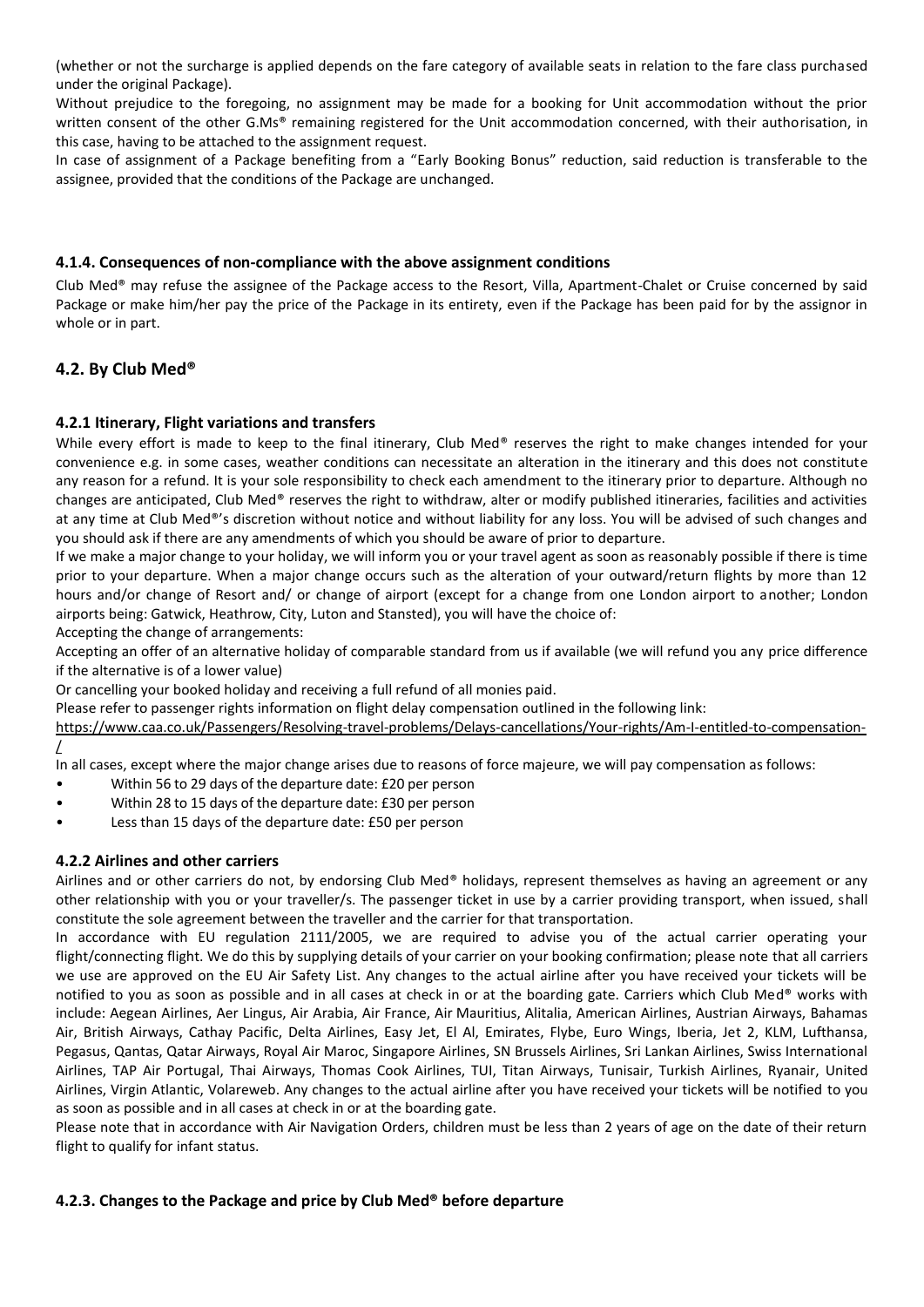(whether or not the surcharge is applied depends on the fare category of available seats in relation to the fare class purchased under the original Package).

Without prejudice to the foregoing, no assignment may be made for a booking for Unit accommodation without the prior written consent of the other G.Ms® remaining registered for the Unit accommodation concerned, with their authorisation, in this case, having to be attached to the assignment request.

In case of assignment of a Package benefiting from a "Early Booking Bonus" reduction, said reduction is transferable to the assignee, provided that the conditions of the Package are unchanged.

#### 4.1.4. Consequences of non-compliance with the above assignment conditions

Club Med® may refuse the assignee of the Package access to the Resort, Villa, Apartment-Chalet or Cruise concerned by said Package or make him/her pay the price of the Package in its entirety, even if the Package has been paid for by the assignor in whole or in part.

### 4.2. By Club Med®

#### 4.2.1 Itinerary, Flight variations and transfers

While every effort is made to keep to the final itinerary, Club Med® reserves the right to make changes intended for your convenience e.g. in some cases, weather conditions can necessitate an alteration in the itinerary and this does not constitute any reason for a refund. It is your sole responsibility to check each amendment to the itinerary prior to departure. Although no changes are anticipated, Club Med® reserves the right to withdraw, alter or modify published itineraries, facilities and activities at any time at Club Med®'s discretion without notice and without liability for any loss. You will be advised of such changes and you should ask if there are any amendments of which you should be aware of prior to departure.

If we make a major change to your holiday, we will inform you or your travel agent as soon as reasonably possible if there is time prior to your departure. When a major change occurs such as the alteration of your outward/return flights by more than 12 hours and/or change of Resort and/ or change of airport (except for a change from one London airport to another; London airports being: Gatwick, Heathrow, City, Luton and Stansted), you will have the choice of:

Accepting the change of arrangements:

Accepting an offer of an alternative holiday of comparable standard from us if available (we will refund you any price difference if the alternative is of a lower value)

Or cancelling your booked holiday and receiving a full refund of all monies paid.

Please refer to passenger rights information on flight delay compensation outlined in the following link:

https://www.caa.co.uk/Passengers/Resolving-travel-problems/Delays-cancellations/Your-rights/Am-I-entitled-to-compensation-/

In all cases, except where the major change arises due to reasons of force majeure, we will pay compensation as follows:

- Within 56 to 29 days of the departure date: £20 per person
- Within 28 to 15 days of the departure date: £30 per person
- Less than 15 days of the departure date: £50 per person

#### 4.2.2 Airlines and other carriers

Airlines and or other carriers do not, by endorsing Club Med® holidays, represent themselves as having an agreement or any other relationship with you or your traveller/s. The passenger ticket in use by a carrier providing transport, when issued, shall constitute the sole agreement between the traveller and the carrier for that transportation.

In accordance with EU regulation 2111/2005, we are required to advise you of the actual carrier operating your flight/connecting flight. We do this by supplying details of your carrier on your booking confirmation; please note that all carriers we use are approved on the EU Air Safety List. Any changes to the actual airline after you have received your tickets will be notified to you as soon as possible and in all cases at check in or at the boarding gate. Carriers which Club Med® works with include: Aegean Airlines, Aer Lingus, Air Arabia, Air France, Air Mauritius, Alitalia, American Airlines, Austrian Airways, Bahamas Air, British Airways, Cathay Pacific, Delta Airlines, Easy Jet, El Al, Emirates, Flybe, Euro Wings, Iberia, Jet 2, KLM, Lufthansa, Pegasus, Qantas, Qatar Airways, Royal Air Maroc, Singapore Airlines, SN Brussels Airlines, Sri Lankan Airlines, Swiss International Airlines, TAP Air Portugal, Thai Airways, Thomas Cook Airlines, TUI, Titan Airways, Tunisair, Turkish Airlines, Ryanair, United Airlines, Virgin Atlantic, Volareweb. Any changes to the actual airline after you have received your tickets will be notified to you as soon as possible and in all cases at check in or at the boarding gate.

Please note that in accordance with Air Navigation Orders, children must be less than 2 years of age on the date of their return flight to qualify for infant status.

#### 4.2.3. Changes to the Package and price by Club Med® before departure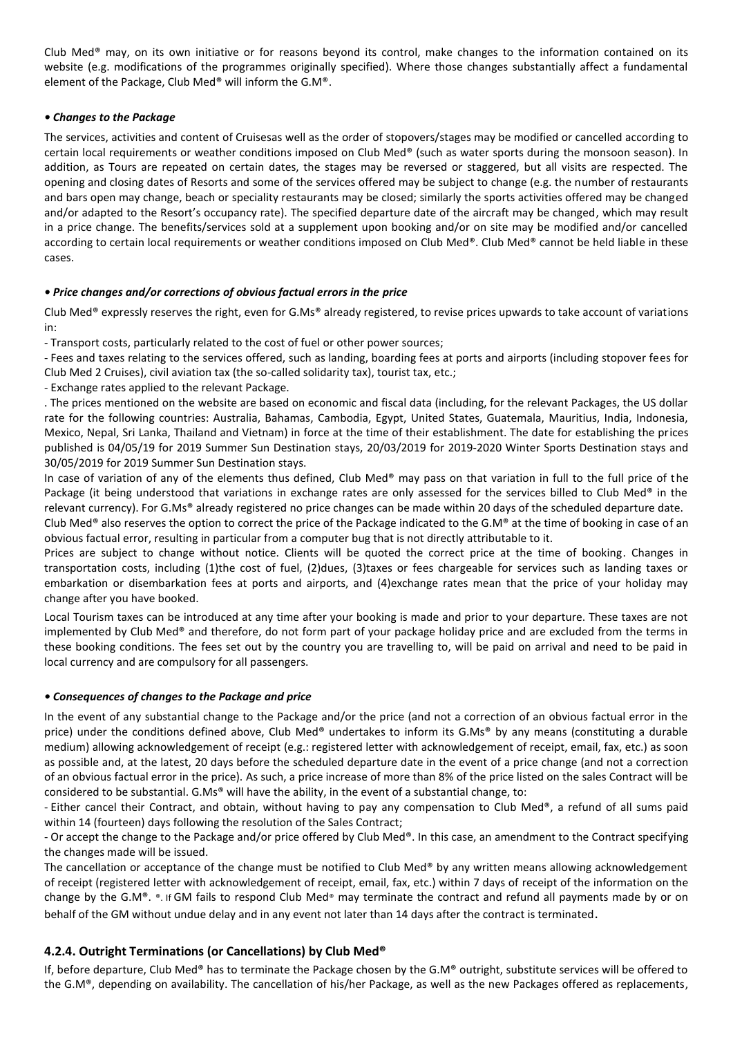Club Med® may, on its own initiative or for reasons beyond its control, make changes to the information contained on its website (e.g. modifications of the programmes originally specified). Where those changes substantially affect a fundamental element of the Package, Club Med® will inform the G.M®.

**• *Changes to the Package***

The services, activities and content of Cruisesas well as the order of stopovers/stages may be modified or cancelled according to certain local requirements or weather conditions imposed on Club Med® (such as water sports during the monsoon season). In addition, as Tours are repeated on certain dates, the stages may be reversed or staggered, but all visits are respected. The opening and closing dates of Resorts and some of the services offered may be subject to change (e.g. the number of restaurants and bars open may change, beach or speciality restaurants may be closed; similarly the sports activities offered may be changed and/or adapted to the Resort's occupancy rate). The specified departure date of the aircraft may be changed, which may result in a price change. The benefits/services sold at a supplement upon booking and/or on site may be modified and/or cancelled according to certain local requirements or weather conditions imposed on Club Med®. Club Med® cannot be held liable in these cases.

**• *Price changes and/or corrections of obvious factual errors in the price***

Club Med® expressly reserves the right, even for G.Ms® already registered, to revise prices upwards to take account of variations in:

- Transport costs, particularly related to the cost of fuel or other power sources;
- Fees and taxes relating to the services offered, such as landing, boarding fees at ports and airports (including stopover fees for Club Med 2 Cruises), civil aviation tax (the so-called solidarity tax), tourist tax, etc.;
- Exchange rates applied to the relevant Package.

. The prices mentioned on the website are based on economic and fiscal data (including, for the relevant Packages, the US dollar rate for the following countries: Australia, Bahamas, Cambodia, Egypt, United States, Guatemala, Mauritius, India, Indonesia, Mexico, Nepal, Sri Lanka, Thailand and Vietnam) in force at the time of their establishment. The date for establishing the prices published is 04/05/19 for 2019 Summer Sun Destination stays, 20/03/2019 for 2019-2020 Winter Sports Destination stays and 30/05/2019 for 2019 Summer Sun Destination stays.

In case of variation of any of the elements thus defined, Club Med® may pass on that variation in full to the full price of the Package (it being understood that variations in exchange rates are only assessed for the services billed to Club Med® in the relevant currency). For G.Ms® already registered no price changes can be made within 20 days of the scheduled departure date.

Club Med® also reserves the option to correct the price of the Package indicated to the G.M® at the time of booking in case of an obvious factual error, resulting in particular from a computer bug that is not directly attributable to it.

Prices are subject to change without notice. Clients will be quoted the correct price at the time of booking. Changes in transportation costs, including (1)the cost of fuel, (2)dues, (3)taxes or fees chargeable for services such as landing taxes or embarkation or disembarkation fees at ports and airports, and (4)exchange rates mean that the price of your holiday may change after you have booked.

Local Tourism taxes can be introduced at any time after your booking is made and prior to your departure. These taxes are not implemented by Club Med® and therefore, do not form part of your package holiday price and are excluded from the terms in these booking conditions. The fees set out by the country you are travelling to, will be paid on arrival and need to be paid in local currency and are compulsory for all passengers.

**• *Consequences of changes to the Package and price***

In the event of any substantial change to the Package and/or the price (and not a correction of an obvious factual error in the price) under the conditions defined above, Club Med® undertakes to inform its G.Ms® by any means (constituting a durable medium) allowing acknowledgement of receipt (e.g.: registered letter with acknowledgement of receipt, email, fax, etc.) as soon as possible and, at the latest, 20 days before the scheduled departure date in the event of a price change (and not a correction of an obvious factual error in the price). As such, a price increase of more than 8% of the price listed on the sales Contract will be considered to be substantial. G.Ms® will have the ability, in the event of a substantial change, to:

- Either cancel their Contract, and obtain, without having to pay any compensation to Club Med®, a refund of all sums paid within 14 (fourteen) days following the resolution of the Sales Contract;
- Or accept the change to the Package and/or price offered by Club Med®. In this case, an amendment to the Contract specifying the changes made will be issued.

The cancellation or acceptance of the change must be notified to Club Med® by any written means allowing acknowledgement of receipt (registered letter with acknowledgement of receipt, email, fax, etc.) within 7 days of receipt of the information on the change by the G.M®. ®. If GM fails to respond Club Med® may terminate the contract and refund all payments made by or on behalf of the GM without undue delay and in any event not later than 14 days after the contract is terminated.

### 4.2.4. Outright Terminations (or Cancellations) by Club Med®

If, before departure, Club Med® has to terminate the Package chosen by the G.M® outright, substitute services will be offered to the G.M®, depending on availability. The cancellation of his/her Package, as well as the new Packages offered as replacements,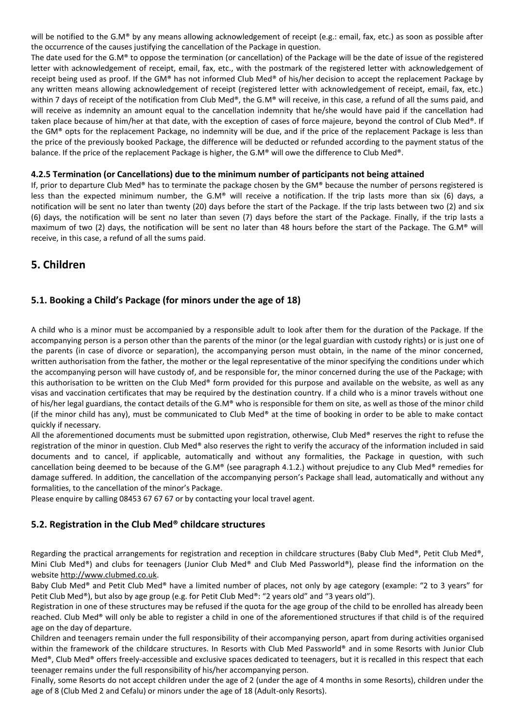will be notified to the G.M® by any means allowing acknowledgement of receipt (e.g.: email, fax, etc.) as soon as possible after the occurrence of the causes justifying the cancellation of the Package in question.

The date used for the G.M® to oppose the termination (or cancellation) of the Package will be the date of issue of the registered letter with acknowledgement of receipt, email, fax, etc., with the postmark of the registered letter with acknowledgement of receipt being used as proof. If the GM® has not informed Club Med® of his/her decision to accept the replacement Package by any written means allowing acknowledgement of receipt (registered letter with acknowledgement of receipt, email, fax, etc.) within 7 days of receipt of the notification from Club Med®, the G.M® will receive, in this case, a refund of all the sums paid, and will receive as indemnity an amount equal to the cancellation indemnity that he/she would have paid if the cancellation had taken place because of him/her at that date, with the exception of cases of force majeure, beyond the control of Club Med®. If the GM® opts for the replacement Package, no indemnity will be due, and if the price of the replacement Package is less than the price of the previously booked Package, the difference will be deducted or refunded according to the payment status of the balance. If the price of the replacement Package is higher, the G.M® will owe the difference to Club Med®.

#### 4.2.5 Termination (or Cancellations) due to the minimum number of participants not being attained

If, prior to departure Club Med® has to terminate the package chosen by the GM® because the number of persons registered is less than the expected minimum number, the G.M® will receive a notification. If the trip lasts more than six (6) days, a notification will be sent no later than twenty (20) days before the start of the Package. If the trip lasts between two (2) and six (6) days, the notification will be sent no later than seven (7) days before the start of the Package. Finally, if the trip lasts a maximum of two (2) days, the notification will be sent no later than 48 hours before the start of the Package. The G.M® will receive, in this case, a refund of all the sums paid.

## 5. Children

### 5.1. Booking a Child's Package (for minors under the age of 18)

A child who is a minor must be accompanied by a responsible adult to look after them for the duration of the Package. If the accompanying person is a person other than the parents of the minor (or the legal guardian with custody rights) or is just one of the parents (in case of divorce or separation), the accompanying person must obtain, in the name of the minor concerned, written authorisation from the father, the mother or the legal representative of the minor specifying the conditions under which the accompanying person will have custody of, and be responsible for, the minor concerned during the use of the Package; with this authorisation to be written on the Club Med® form provided for this purpose and available on the website, as well as any visas and vaccination certificates that may be required by the destination country. If a child who is a minor travels without one of his/her legal guardians, the contact details of the G.M® who is responsible for them on site, as well as those of the minor child (if the minor child has any), must be communicated to Club Med® at the time of booking in order to be able to make contact quickly if necessary.

All the aforementioned documents must be submitted upon registration, otherwise, Club Med® reserves the right to refuse the registration of the minor in question. Club Med® also reserves the right to verify the accuracy of the information included in said documents and to cancel, if applicable, automatically and without any formalities, the Package in question, with such cancellation being deemed to be because of the G.M® (see paragraph 4.1.2.) without prejudice to any Club Med® remedies for damage suffered. In addition, the cancellation of the accompanying person's Package shall lead, automatically and without any formalities, to the cancellation of the minor's Package.

Please enquire by calling 08453 67 67 67 or by contacting your local travel agent.

### 5.2. Registration in the Club Med® childcare structures

Regarding the practical arrangements for registration and reception in childcare structures (Baby Club Med®, Petit Club Med®, Mini Club Med®) and clubs for teenagers (Junior Club Med® and Club Med Passworld®), please find the information on the website http://www.clubmed.co.uk.

Baby Club Med® and Petit Club Med® have a limited number of places, not only by age category (example: "2 to 3 years" for Petit Club Med®), but also by age group (e.g. for Petit Club Med®: "2 years old" and "3 years old").

Registration in one of these structures may be refused if the quota for the age group of the child to be enrolled has already been reached. Club Med® will only be able to register a child in one of the aforementioned structures if that child is of the required age on the day of departure.

Children and teenagers remain under the full responsibility of their accompanying person, apart from during activities organised within the framework of the childcare structures. In Resorts with Club Med Passworld® and in some Resorts with Junior Club Med®, Club Med® offers freely-accessible and exclusive spaces dedicated to teenagers, but it is recalled in this respect that each teenager remains under the full responsibility of his/her accompanying person.

Finally, some Resorts do not accept children under the age of 2 (under the age of 4 months in some Resorts), children under the age of 8 (Club Med 2 and Cefalu) or minors under the age of 18 (Adult-only Resorts).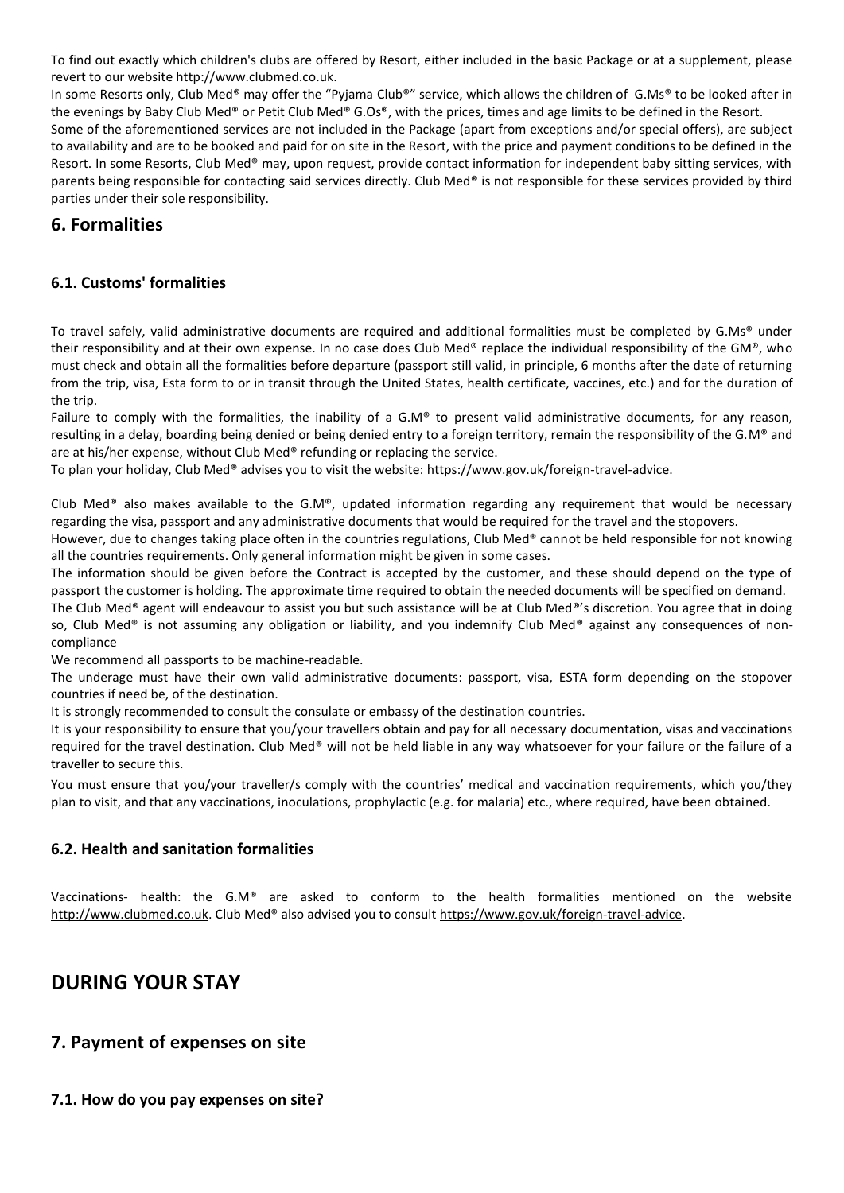To find out exactly which children's clubs are offered by Resort, either included in the basic Package or at a supplement, please revert to our website http://www.clubmed.co.uk.

In some Resorts only, Club Med® may offer the "Pyjama Club®" service, which allows the children of G.Ms® to be looked after in the evenings by Baby Club Med® or Petit Club Med® G.Os®, with the prices, times and age limits to be defined in the Resort.

Some of the aforementioned services are not included in the Package (apart from exceptions and/or special offers), are subject to availability and are to be booked and paid for on site in the Resort, with the price and payment conditions to be defined in the Resort. In some Resorts, Club Med® may, upon request, provide contact information for independent baby sitting services, with parents being responsible for contacting said services directly. Club Med® is not responsible for these services provided by third parties under their sole responsibility.

## 6. Formalities

### 6.1. Customs' formalities

To travel safely, valid administrative documents are required and additional formalities must be completed by G.Ms® under their responsibility and at their own expense. In no case does Club Med® replace the individual responsibility of the GM®, who must check and obtain all the formalities before departure (passport still valid, in principle, 6 months after the date of returning from the trip, visa, Esta form to or in transit through the United States, health certificate, vaccines, etc.) and for the duration of the trip.

Failure to comply with the formalities, the inability of a G.M® to present valid administrative documents, for any reason, resulting in a delay, boarding being denied or being denied entry to a foreign territory, remain the responsibility of the G.M® and are at his/her expense, without Club Med® refunding or replacing the service.

To plan your holiday, Club Med® advises you to visit the website: https://www.gov.uk/foreign-travel-advice.

Club Med® also makes available to the G.M®, updated information regarding any requirement that would be necessary regarding the visa, passport and any administrative documents that would be required for the travel and the stopovers.

However, due to changes taking place often in the countries regulations, Club Med® cannot be held responsible for not knowing all the countries requirements. Only general information might be given in some cases.

The information should be given before the Contract is accepted by the customer, and these should depend on the type of passport the customer is holding. The approximate time required to obtain the needed documents will be specified on demand.

The Club Med® agent will endeavour to assist you but such assistance will be at Club Med®'s discretion. You agree that in doing so, Club Med® is not assuming any obligation or liability, and you indemnify Club Med® against any consequences of non-compliance

We recommend all passports to be machine-readable.

The underage must have their own valid administrative documents: passport, visa, ESTA form depending on the stopover countries if need be, of the destination.

It is strongly recommended to consult the consulate or embassy of the destination countries.

It is your responsibility to ensure that you/your travellers obtain and pay for all necessary documentation, visas and vaccinations required for the travel destination. Club Med® will not be held liable in any way whatsoever for your failure or the failure of a traveller to secure this.

You must ensure that you/your traveller/s comply with the countries' medical and vaccination requirements, which you/they plan to visit, and that any vaccinations, inoculations, prophylactic (e.g. for malaria) etc., where required, have been obtained.

### 6.2. Health and sanitation formalities

Vaccinations- health: the G.M® are asked to conform to the health formalities mentioned on the website http://www.clubmed.co.uk. Club Med® also advised you to consult https://www.gov.uk/foreign-travel-advice.

# DURING YOUR STAY

## 7. Payment of expenses on site

### 7.1. How do you pay expenses on site?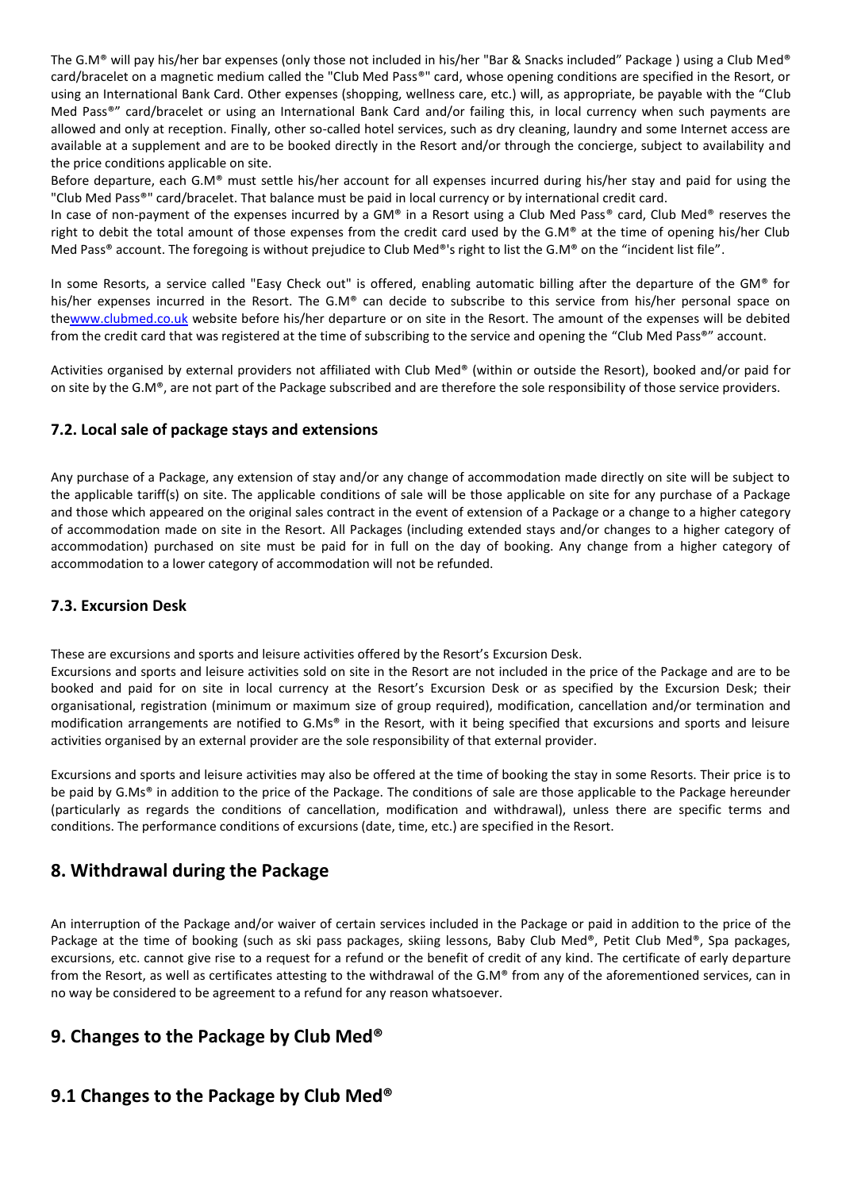The G.M® will pay his/her bar expenses (only those not included in his/her "Bar & Snacks included" Package ) using a Club Med® card/bracelet on a magnetic medium called the "Club Med Pass®" card, whose opening conditions are specified in the Resort, or using an International Bank Card. Other expenses (shopping, wellness care, etc.) will, as appropriate, be payable with the "Club Med Pass®" card/bracelet or using an International Bank Card and/or failing this, in local currency when such payments are allowed and only at reception. Finally, other so-called hotel services, such as dry cleaning, laundry and some Internet access are available at a supplement and are to be booked directly in the Resort and/or through the concierge, subject to availability and the price conditions applicable on site.

Before departure, each G.M® must settle his/her account for all expenses incurred during his/her stay and paid for using the "Club Med Pass®" card/bracelet. That balance must be paid in local currency or by international credit card.

In case of non-payment of the expenses incurred by a GM® in a Resort using a Club Med Pass® card, Club Med® reserves the right to debit the total amount of those expenses from the credit card used by the G.M® at the time of opening his/her Club Med Pass® account. The foregoing is without prejudice to Club Med®'s right to list the G.M® on the "incident list file".

In some Resorts, a service called "Easy Check out" is offered, enabling automatic billing after the departure of the GM® for his/her expenses incurred in the Resort. The G.M® can decide to subscribe to this service from his/her personal space on thewww.clubmed.co.uk website before his/her departure or on site in the Resort. The amount of the expenses will be debited from the credit card that was registered at the time of subscribing to the service and opening the "Club Med Pass®" account.

Activities organised by external providers not affiliated with Club Med® (within or outside the Resort), booked and/or paid for on site by the G.M®, are not part of the Package subscribed and are therefore the sole responsibility of those service providers.

### 7.2. Local sale of package stays and extensions

Any purchase of a Package, any extension of stay and/or any change of accommodation made directly on site will be subject to the applicable tariff(s) on site. The applicable conditions of sale will be those applicable on site for any purchase of a Package and those which appeared on the original sales contract in the event of extension of a Package or a change to a higher category of accommodation made on site in the Resort. All Packages (including extended stays and/or changes to a higher category of accommodation) purchased on site must be paid for in full on the day of booking. Any change from a higher category of accommodation to a lower category of accommodation will not be refunded.

### 7.3. Excursion Desk

These are excursions and sports and leisure activities offered by the Resort's Excursion Desk.

Excursions and sports and leisure activities sold on site in the Resort are not included in the price of the Package and are to be booked and paid for on site in local currency at the Resort's Excursion Desk or as specified by the Excursion Desk; their organisational, registration (minimum or maximum size of group required), modification, cancellation and/or termination and modification arrangements are notified to G.Ms® in the Resort, with it being specified that excursions and sports and leisure activities organised by an external provider are the sole responsibility of that external provider.

Excursions and sports and leisure activities may also be offered at the time of booking the stay in some Resorts. Their price is to be paid by G.Ms® in addition to the price of the Package. The conditions of sale are those applicable to the Package hereunder (particularly as regards the conditions of cancellation, modification and withdrawal), unless there are specific terms and conditions. The performance conditions of excursions (date, time, etc.) are specified in the Resort.

## 8. Withdrawal during the Package

An interruption of the Package and/or waiver of certain services included in the Package or paid in addition to the price of the Package at the time of booking (such as ski pass packages, skiing lessons, Baby Club Med®, Petit Club Med®, Spa packages, excursions, etc. cannot give rise to a request for a refund or the benefit of credit of any kind. The certificate of early departure from the Resort, as well as certificates attesting to the withdrawal of the G.M® from any of the aforementioned services, can in no way be considered to be agreement to a refund for any reason whatsoever.

## 9. Changes to the Package by Club Med®

## 9.1 Changes to the Package by Club Med®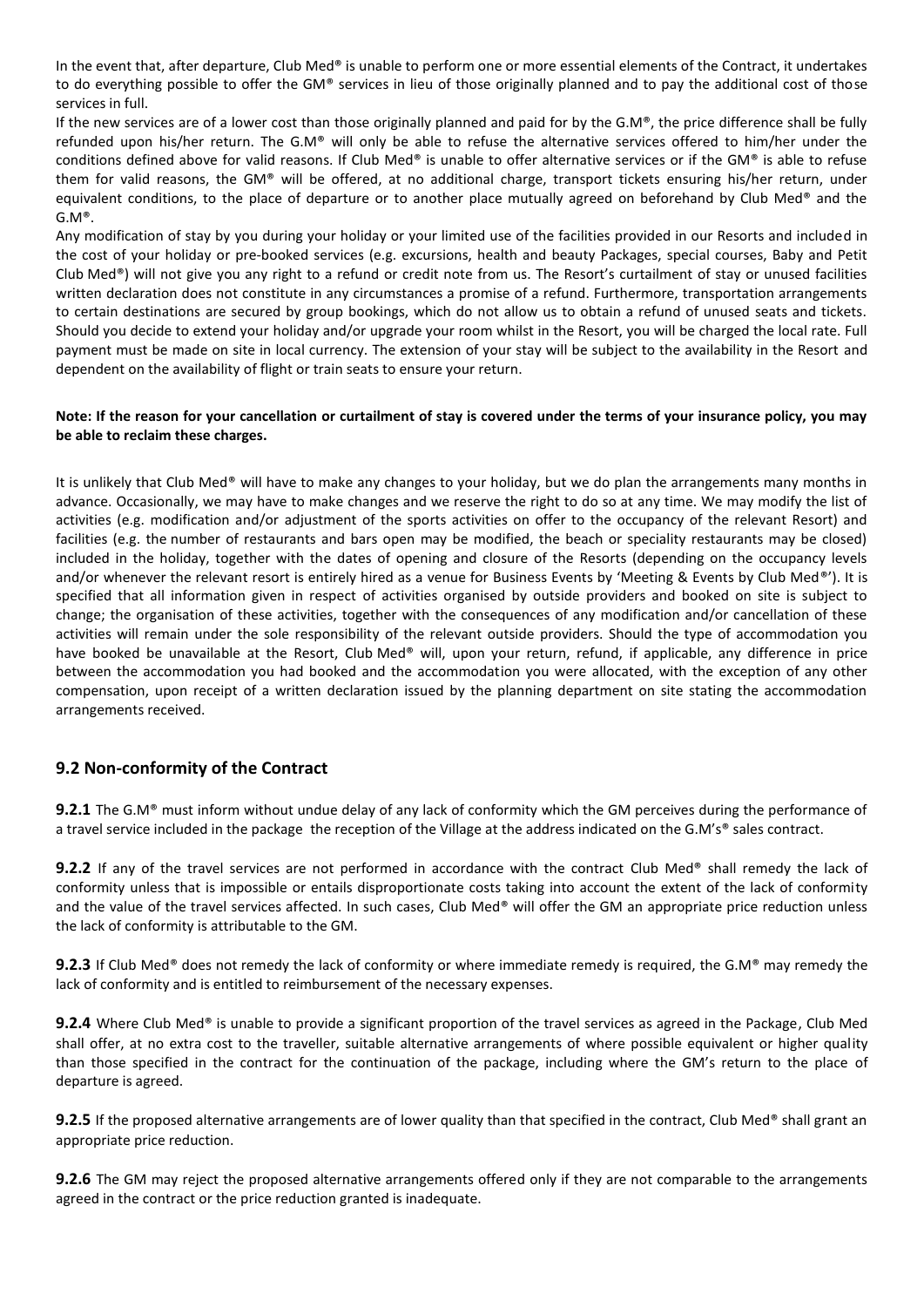In the event that, after departure, Club Med® is unable to perform one or more essential elements of the Contract, it undertakes to do everything possible to offer the GM® services in lieu of those originally planned and to pay the additional cost of those services in full.

If the new services are of a lower cost than those originally planned and paid for by the G.M®, the price difference shall be fully refunded upon his/her return. The G.M® will only be able to refuse the alternative services offered to him/her under the conditions defined above for valid reasons. If Club Med® is unable to offer alternative services or if the GM® is able to refuse them for valid reasons, the GM® will be offered, at no additional charge, transport tickets ensuring his/her return, under equivalent conditions, to the place of departure or to another place mutually agreed on beforehand by Club Med® and the G.M®.

Any modification of stay by you during your holiday or your limited use of the facilities provided in our Resorts and included in the cost of your holiday or pre-booked services (e.g. excursions, health and beauty Packages, special courses, Baby and Petit Club Med®) will not give you any right to a refund or credit note from us. The Resort's curtailment of stay or unused facilities written declaration does not constitute in any circumstances a promise of a refund. Furthermore, transportation arrangements to certain destinations are secured by group bookings, which do not allow us to obtain a refund of unused seats and tickets. Should you decide to extend your holiday and/or upgrade your room whilst in the Resort, you will be charged the local rate. Full payment must be made on site in local currency. The extension of your stay will be subject to the availability in the Resort and dependent on the availability of flight or train seats to ensure your return.

**Note: If the reason for your cancellation or curtailment of stay is covered under the terms of your insurance policy, you may be able to reclaim these charges.**

It is unlikely that Club Med® will have to make any changes to your holiday, but we do plan the arrangements many months in advance. Occasionally, we may have to make changes and we reserve the right to do so at any time. We may modify the list of activities (e.g. modification and/or adjustment of the sports activities on offer to the occupancy of the relevant Resort) and facilities (e.g. the number of restaurants and bars open may be modified, the beach or speciality restaurants may be closed) included in the holiday, together with the dates of opening and closure of the Resorts (depending on the occupancy levels and/or whenever the relevant resort is entirely hired as a venue for Business Events by 'Meeting & Events by Club Med®'). It is specified that all information given in respect of activities organised by outside providers and booked on site is subject to change; the organisation of these activities, together with the consequences of any modification and/or cancellation of these activities will remain under the sole responsibility of the relevant outside providers. Should the type of accommodation you have booked be unavailable at the Resort, Club Med® will, upon your return, refund, if applicable, any difference in price between the accommodation you had booked and the accommodation you were allocated, with the exception of any other compensation, upon receipt of a written declaration issued by the planning department on site stating the accommodation arrangements received.

## 9.2 Non-conformity of the Contract

**9.2.1** The G.M® must inform without undue delay of any lack of conformity which the GM perceives during the performance of a travel service included in the package the reception of the Village at the address indicated on the G.M's® sales contract.

**9.2.2** If any of the travel services are not performed in accordance with the contract Club Med® shall remedy the lack of conformity unless that is impossible or entails disproportionate costs taking into account the extent of the lack of conformity and the value of the travel services affected. In such cases, Club Med® will offer the GM an appropriate price reduction unless the lack of conformity is attributable to the GM.

**9.2.3** If Club Med® does not remedy the lack of conformity or where immediate remedy is required, the G.M® may remedy the lack of conformity and is entitled to reimbursement of the necessary expenses.

**9.2.4** Where Club Med® is unable to provide a significant proportion of the travel services as agreed in the Package, Club Med shall offer, at no extra cost to the traveller, suitable alternative arrangements of where possible equivalent or higher quality than those specified in the contract for the continuation of the package, including where the GM's return to the place of departure is agreed.

**9.2.5** If the proposed alternative arrangements are of lower quality than that specified in the contract, Club Med® shall grant an appropriate price reduction.

**9.2.6** The GM may reject the proposed alternative arrangements offered only if they are not comparable to the arrangements agreed in the contract or the price reduction granted is inadequate.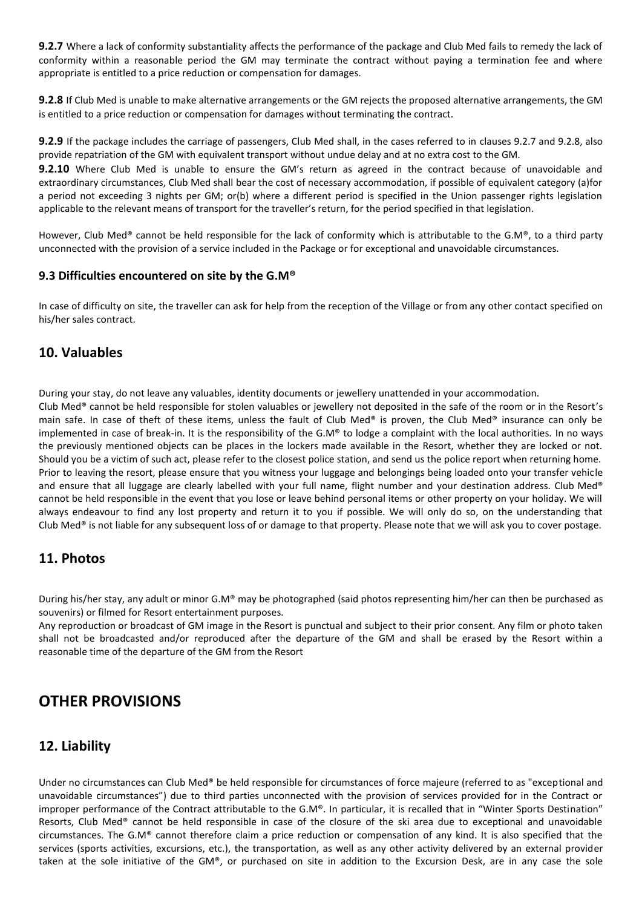**9.2.7** Where a lack of conformity substantiality affects the performance of the package and Club Med fails to remedy the lack of conformity within a reasonable period the GM may terminate the contract without paying a termination fee and where appropriate is entitled to a price reduction or compensation for damages.

**9.2.8** If Club Med is unable to make alternative arrangements or the GM rejects the proposed alternative arrangements, the GM is entitled to a price reduction or compensation for damages without terminating the contract.

**9.2.9** If the package includes the carriage of passengers, Club Med shall, in the cases referred to in clauses 9.2.7 and 9.2.8, also provide repatriation of the GM with equivalent transport without undue delay and at no extra cost to the GM.

**9.2.10** Where Club Med is unable to ensure the GM's return as agreed in the contract because of unavoidable and extraordinary circumstances, Club Med shall bear the cost of necessary accommodation, if possible of equivalent category (a)for a period not exceeding 3 nights per GM; or(b) where a different period is specified in the Union passenger rights legislation applicable to the relevant means of transport for the traveller's return, for the period specified in that legislation.

However, Club Med® cannot be held responsible for the lack of conformity which is attributable to the G.M®, to a third party unconnected with the provision of a service included in the Package or for exceptional and unavoidable circumstances.

### 9.3 Difficulties encountered on site by the G.M®

In case of difficulty on site, the traveller can ask for help from the reception of the Village or from any other contact specified on his/her sales contract.

## 10. Valuables

During your stay, do not leave any valuables, identity documents or jewellery unattended in your accommodation.
Club Med® cannot be held responsible for stolen valuables or jewellery not deposited in the safe of the room or in the Resort's main safe. In case of theft of these items, unless the fault of Club Med® is proven, the Club Med® insurance can only be implemented in case of break-in. It is the responsibility of the G.M® to lodge a complaint with the local authorities. In no ways the previously mentioned objects can be places in the lockers made available in the Resort, whether they are locked or not. Should you be a victim of such act, please refer to the closest police station, and send us the police report when returning home. Prior to leaving the resort, please ensure that you witness your luggage and belongings being loaded onto your transfer vehicle and ensure that all luggage are clearly labelled with your full name, flight number and your destination address. Club Med® cannot be held responsible in the event that you lose or leave behind personal items or other property on your holiday. We will always endeavour to find any lost property and return it to you if possible. We will only do so, on the understanding that Club Med® is not liable for any subsequent loss of or damage to that property. Please note that we will ask you to cover postage.

## 11. Photos

During his/her stay, any adult or minor G.M® may be photographed (said photos representing him/her can then be purchased as souvenirs) or filmed for Resort entertainment purposes.
Any reproduction or broadcast of GM image in the Resort is punctual and subject to their prior consent. Any film or photo taken shall not be broadcasted and/or reproduced after the departure of the GM and shall be erased by the Resort within a reasonable time of the departure of the GM from the Resort

# OTHER PROVISIONS

## 12. Liability

Under no circumstances can Club Med® be held responsible for circumstances of force majeure (referred to as "exceptional and unavoidable circumstances") due to third parties unconnected with the provision of services provided for in the Contract or improper performance of the Contract attributable to the G.M®. In particular, it is recalled that in "Winter Sports Destination" Resorts, Club Med® cannot be held responsible in case of the closure of the ski area due to exceptional and unavoidable circumstances. The G.M® cannot therefore claim a price reduction or compensation of any kind. It is also specified that the services (sports activities, excursions, etc.), the transportation, as well as any other activity delivered by an external provider taken at the sole initiative of the GM®, or purchased on site in addition to the Excursion Desk, are in any case the sole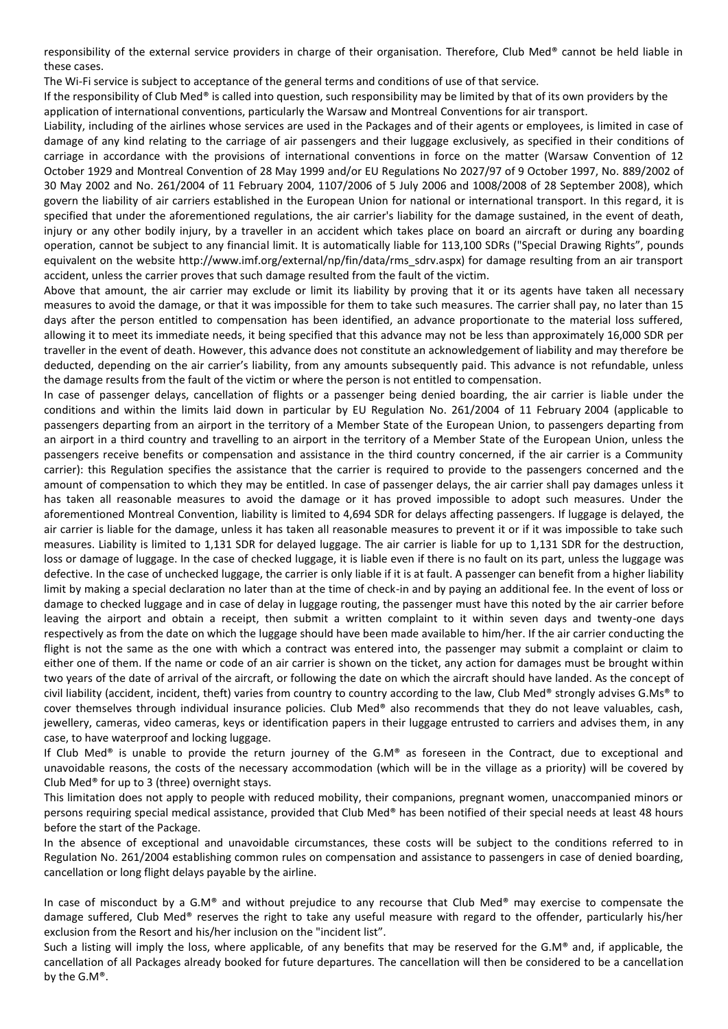responsibility of the external service providers in charge of their organisation. Therefore, Club Med® cannot be held liable in these cases.

The Wi-Fi service is subject to acceptance of the general terms and conditions of use of that service.

If the responsibility of Club Med® is called into question, such responsibility may be limited by that of its own providers by the application of international conventions, particularly the Warsaw and Montreal Conventions for air transport.

Liability, including of the airlines whose services are used in the Packages and of their agents or employees, is limited in case of damage of any kind relating to the carriage of air passengers and their luggage exclusively, as specified in their conditions of carriage in accordance with the provisions of international conventions in force on the matter (Warsaw Convention of 12 October 1929 and Montreal Convention of 28 May 1999 and/or EU Regulations No 2027/97 of 9 October 1997, No. 889/2002 of 30 May 2002 and No. 261/2004 of 11 February 2004, 1107/2006 of 5 July 2006 and 1008/2008 of 28 September 2008), which govern the liability of air carriers established in the European Union for national or international transport. In this regard, it is specified that under the aforementioned regulations, the air carrier's liability for the damage sustained, in the event of death, injury or any other bodily injury, by a traveller in an accident which takes place on board an aircraft or during any boarding operation, cannot be subject to any financial limit. It is automatically liable for 113,100 SDRs ("Special Drawing Rights", pounds equivalent on the website http://www.imf.org/external/np/fin/data/rms_sdrv.aspx) for damage resulting from an air transport accident, unless the carrier proves that such damage resulted from the fault of the victim.

Above that amount, the air carrier may exclude or limit its liability by proving that it or its agents have taken all necessary measures to avoid the damage, or that it was impossible for them to take such measures. The carrier shall pay, no later than 15 days after the person entitled to compensation has been identified, an advance proportionate to the material loss suffered, allowing it to meet its immediate needs, it being specified that this advance may not be less than approximately 16,000 SDR per traveller in the event of death. However, this advance does not constitute an acknowledgement of liability and may therefore be deducted, depending on the air carrier's liability, from any amounts subsequently paid. This advance is not refundable, unless the damage results from the fault of the victim or where the person is not entitled to compensation.

In case of passenger delays, cancellation of flights or a passenger being denied boarding, the air carrier is liable under the conditions and within the limits laid down in particular by EU Regulation No. 261/2004 of 11 February 2004 (applicable to passengers departing from an airport in the territory of a Member State of the European Union, to passengers departing from an airport in a third country and travelling to an airport in the territory of a Member State of the European Union, unless the passengers receive benefits or compensation and assistance in the third country concerned, if the air carrier is a Community carrier): this Regulation specifies the assistance that the carrier is required to provide to the passengers concerned and the amount of compensation to which they may be entitled. In case of passenger delays, the air carrier shall pay damages unless it has taken all reasonable measures to avoid the damage or it has proved impossible to adopt such measures. Under the aforementioned Montreal Convention, liability is limited to 4,694 SDR for delays affecting passengers. If luggage is delayed, the air carrier is liable for the damage, unless it has taken all reasonable measures to prevent it or if it was impossible to take such measures. Liability is limited to 1,131 SDR for delayed luggage. The air carrier is liable for up to 1,131 SDR for the destruction, loss or damage of luggage. In the case of checked luggage, it is liable even if there is no fault on its part, unless the luggage was defective. In the case of unchecked luggage, the carrier is only liable if it is at fault. A passenger can benefit from a higher liability limit by making a special declaration no later than at the time of check-in and by paying an additional fee. In the event of loss or damage to checked luggage and in case of delay in luggage routing, the passenger must have this noted by the air carrier before leaving the airport and obtain a receipt, then submit a written complaint to it within seven days and twenty-one days respectively as from the date on which the luggage should have been made available to him/her. If the air carrier conducting the flight is not the same as the one with which a contract was entered into, the passenger may submit a complaint or claim to either one of them. If the name or code of an air carrier is shown on the ticket, any action for damages must be brought within two years of the date of arrival of the aircraft, or following the date on which the aircraft should have landed. As the concept of civil liability (accident, incident, theft) varies from country to country according to the law, Club Med® strongly advises G.Ms® to cover themselves through individual insurance policies. Club Med® also recommends that they do not leave valuables, cash, jewellery, cameras, video cameras, keys or identification papers in their luggage entrusted to carriers and advises them, in any case, to have waterproof and locking luggage.

If Club Med® is unable to provide the return journey of the G.M® as foreseen in the Contract, due to exceptional and unavoidable reasons, the costs of the necessary accommodation (which will be in the village as a priority) will be covered by Club Med® for up to 3 (three) overnight stays.

This limitation does not apply to people with reduced mobility, their companions, pregnant women, unaccompanied minors or persons requiring special medical assistance, provided that Club Med® has been notified of their special needs at least 48 hours before the start of the Package.

In the absence of exceptional and unavoidable circumstances, these costs will be subject to the conditions referred to in Regulation No. 261/2004 establishing common rules on compensation and assistance to passengers in case of denied boarding, cancellation or long flight delays payable by the airline.

In case of misconduct by a G.M® and without prejudice to any recourse that Club Med® may exercise to compensate the damage suffered, Club Med® reserves the right to take any useful measure with regard to the offender, particularly his/her exclusion from the Resort and his/her inclusion on the "incident list".

Such a listing will imply the loss, where applicable, of any benefits that may be reserved for the G.M® and, if applicable, the cancellation of all Packages already booked for future departures. The cancellation will then be considered to be a cancellation by the G.M®.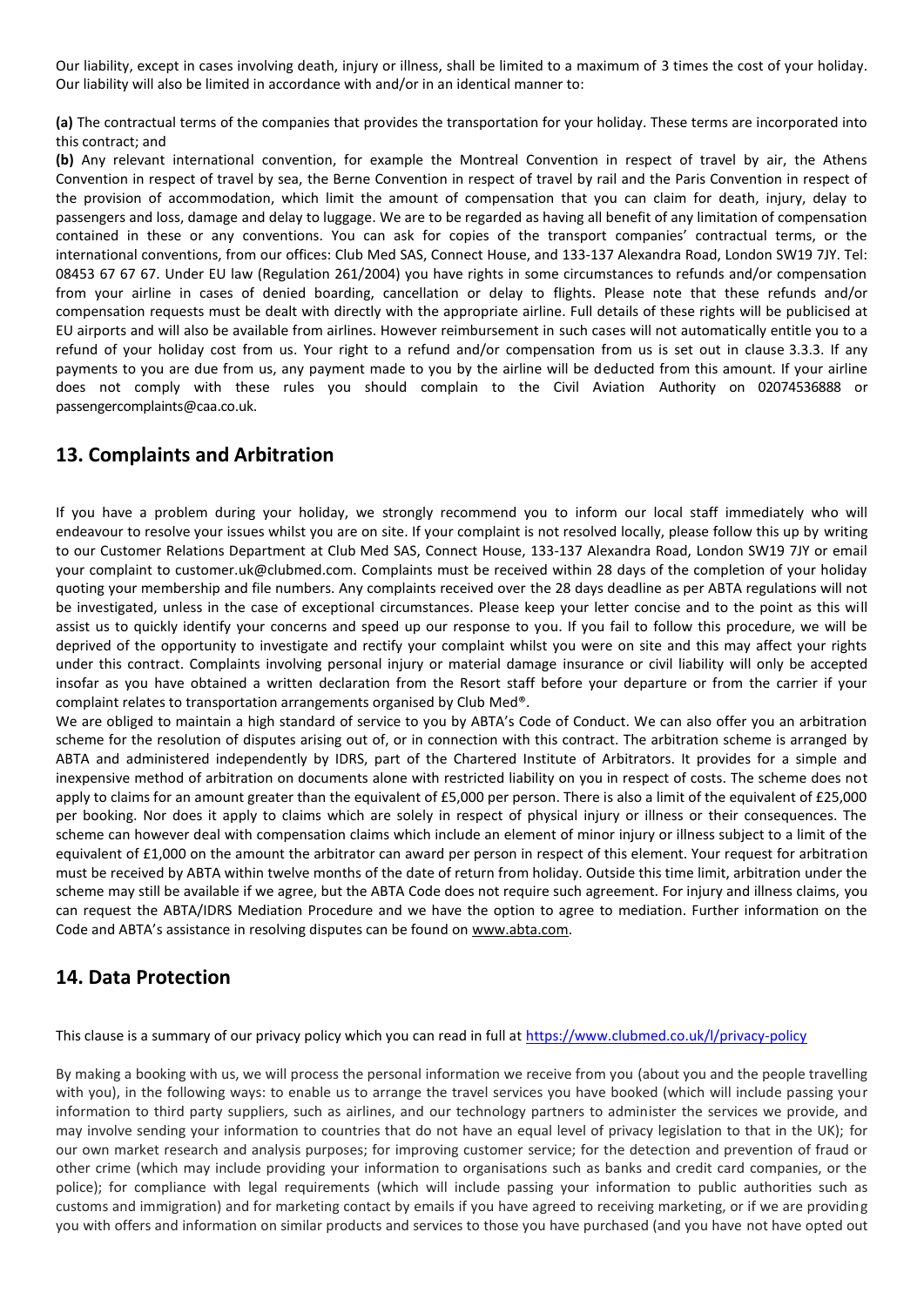Our liability, except in cases involving death, injury or illness, shall be limited to a maximum of 3 times the cost of your holiday. Our liability will also be limited in accordance with and/or in an identical manner to:

**(a)** The contractual terms of the companies that provides the transportation for your holiday. These terms are incorporated into this contract; and

**(b)** Any relevant international convention, for example the Montreal Convention in respect of travel by air, the Athens Convention in respect of travel by sea, the Berne Convention in respect of travel by rail and the Paris Convention in respect of the provision of accommodation, which limit the amount of compensation that you can claim for death, injury, delay to passengers and loss, damage and delay to luggage. We are to be regarded as having all benefit of any limitation of compensation contained in these or any conventions. You can ask for copies of the transport companies' contractual terms, or the international conventions, from our offices: Club Med SAS, Connect House, and 133-137 Alexandra Road, London SW19 7JY. Tel: 08453 67 67 67. Under EU law (Regulation 261/2004) you have rights in some circumstances to refunds and/or compensation from your airline in cases of denied boarding, cancellation or delay to flights. Please note that these refunds and/or compensation requests must be dealt with directly with the appropriate airline. Full details of these rights will be publicised at EU airports and will also be available from airlines. However reimbursement in such cases will not automatically entitle you to a refund of your holiday cost from us. Your right to a refund and/or compensation from us is set out in clause 3.3.3. If any payments to you are due from us, any payment made to you by the airline will be deducted from this amount. If your airline does not comply with these rules you should complain to the Civil Aviation Authority on 02074536888 or passengercomplaints@caa.co.uk.

## 13. Complaints and Arbitration

If you have a problem during your holiday, we strongly recommend you to inform our local staff immediately who will endeavour to resolve your issues whilst you are on site. If your complaint is not resolved locally, please follow this up by writing to our Customer Relations Department at Club Med SAS, Connect House, 133-137 Alexandra Road, London SW19 7JY or email your complaint to customer.uk@clubmed.com. Complaints must be received within 28 days of the completion of your holiday quoting your membership and file numbers. Any complaints received over the 28 days deadline as per ABTA regulations will not be investigated, unless in the case of exceptional circumstances. Please keep your letter concise and to the point as this will assist us to quickly identify your concerns and speed up our response to you. If you fail to follow this procedure, we will be deprived of the opportunity to investigate and rectify your complaint whilst you were on site and this may affect your rights under this contract. Complaints involving personal injury or material damage insurance or civil liability will only be accepted insofar as you have obtained a written declaration from the Resort staff before your departure or from the carrier if your complaint relates to transportation arrangements organised by Club Med®.

We are obliged to maintain a high standard of service to you by ABTA's Code of Conduct. We can also offer you an arbitration scheme for the resolution of disputes arising out of, or in connection with this contract. The arbitration scheme is arranged by ABTA and administered independently by IDRS, part of the Chartered Institute of Arbitrators. It provides for a simple and inexpensive method of arbitration on documents alone with restricted liability on you in respect of costs. The scheme does not apply to claims for an amount greater than the equivalent of £5,000 per person. There is also a limit of the equivalent of £25,000 per booking. Nor does it apply to claims which are solely in respect of physical injury or illness or their consequences. The scheme can however deal with compensation claims which include an element of minor injury or illness subject to a limit of the equivalent of £1,000 on the amount the arbitrator can award per person in respect of this element. Your request for arbitration must be received by ABTA within twelve months of the date of return from holiday. Outside this time limit, arbitration under the scheme may still be available if we agree, but the ABTA Code does not require such agreement. For injury and illness claims, you can request the ABTA/IDRS Mediation Procedure and we have the option to agree to mediation. Further information on the Code and ABTA's assistance in resolving disputes can be found on www.abta.com.

## 14. Data Protection

This clause is a summary of our privacy policy which you can read in full at https://www.clubmed.co.uk/l/privacy-policy

By making a booking with us, we will process the personal information we receive from you (about you and the people travelling with you), in the following ways: to enable us to arrange the travel services you have booked (which will include passing your information to third party suppliers, such as airlines, and our technology partners to administer the services we provide, and may involve sending your information to countries that do not have an equal level of privacy legislation to that in the UK); for our own market research and analysis purposes; for improving customer service; for the detection and prevention of fraud or other crime (which may include providing your information to organisations such as banks and credit card companies, or the police); for compliance with legal requirements (which will include passing your information to public authorities such as customs and immigration) and for marketing contact by emails if you have agreed to receiving marketing, or if we are providing you with offers and information on similar products and services to those you have purchased (and you have not have opted out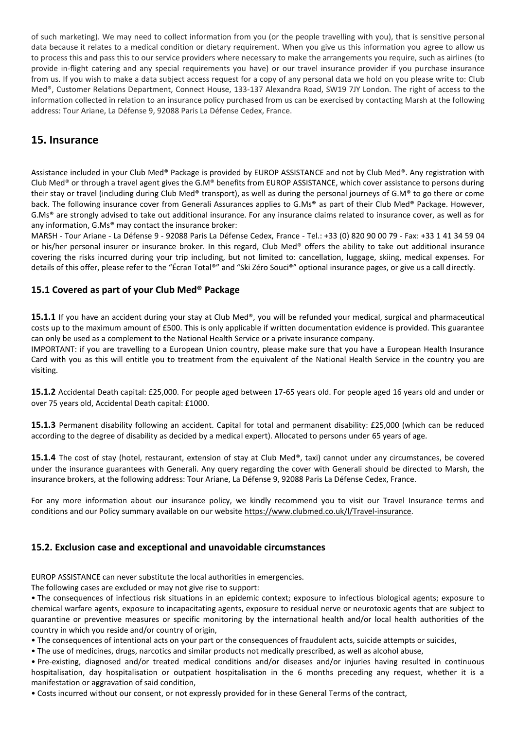of such marketing). We may need to collect information from you (or the people travelling with you), that is sensitive personal data because it relates to a medical condition or dietary requirement. When you give us this information you agree to allow us to process this and pass this to our service providers where necessary to make the arrangements you require, such as airlines (to provide in-flight catering and any special requirements you have) or our travel insurance provider if you purchase insurance from us. If you wish to make a data subject access request for a copy of any personal data we hold on you please write to: Club Med®, Customer Relations Department, Connect House, 133-137 Alexandra Road, SW19 7JY London. The right of access to the information collected in relation to an insurance policy purchased from us can be exercised by contacting Marsh at the following address: Tour Ariane, La Défense 9, 92088 Paris La Défense Cedex, France.

## 15. Insurance

Assistance included in your Club Med® Package is provided by EUROP ASSISTANCE and not by Club Med®. Any registration with Club Med® or through a travel agent gives the G.M® benefits from EUROP ASSISTANCE, which cover assistance to persons during their stay or travel (including during Club Med® transport), as well as during the personal journeys of G.M® to go there or come back. The following insurance cover from Generali Assurances applies to G.Ms® as part of their Club Med® Package. However, G.Ms® are strongly advised to take out additional insurance. For any insurance claims related to insurance cover, as well as for any information, G.Ms® may contact the insurance broker:
MARSH - Tour Ariane - La Défense 9 - 92088 Paris La Défense Cedex, France - Tel.: +33 (0) 820 90 00 79 - Fax: +33 1 41 34 59 04 or his/her personal insurer or insurance broker. In this regard, Club Med® offers the ability to take out additional insurance covering the risks incurred during your trip including, but not limited to: cancellation, luggage, skiing, medical expenses. For details of this offer, please refer to the "Écran Total®" and "Ski Zéro Souci®" optional insurance pages, or give us a call directly.

### 15.1 Covered as part of your Club Med® Package

**15.1.1** If you have an accident during your stay at Club Med®, you will be refunded your medical, surgical and pharmaceutical costs up to the maximum amount of £500. This is only applicable if written documentation evidence is provided. This guarantee can only be used as a complement to the National Health Service or a private insurance company.
IMPORTANT: if you are travelling to a European Union country, please make sure that you have a European Health Insurance Card with you as this will entitle you to treatment from the equivalent of the National Health Service in the country you are visiting.

**15.1.2** Accidental Death capital: £25,000. For people aged between 17-65 years old. For people aged 16 years old and under or over 75 years old, Accidental Death capital: £1000.

**15.1.3** Permanent disability following an accident. Capital for total and permanent disability: £25,000 (which can be reduced according to the degree of disability as decided by a medical expert). Allocated to persons under 65 years of age.

**15.1.4** The cost of stay (hotel, restaurant, extension of stay at Club Med®, taxi) cannot under any circumstances, be covered under the insurance guarantees with Generali. Any query regarding the cover with Generali should be directed to Marsh, the insurance brokers, at the following address: Tour Ariane, La Défense 9, 92088 Paris La Défense Cedex, France.

For any more information about our insurance policy, we kindly recommend you to visit our Travel Insurance terms and conditions and our Policy summary available on our website https://www.clubmed.co.uk/l/Travel-insurance.

### 15.2. Exclusion case and exceptional and unavoidable circumstances

EUROP ASSISTANCE can never substitute the local authorities in emergencies.
The following cases are excluded or may not give rise to support:

- The consequences of infectious risk situations in an epidemic context; exposure to infectious biological agents; exposure to chemical warfare agents, exposure to incapacitating agents, exposure to residual nerve or neurotoxic agents that are subject to quarantine or preventive measures or specific monitoring by the international health and/or local health authorities of the country in which you reside and/or country of origin,
- The consequences of intentional acts on your part or the consequences of fraudulent acts, suicide attempts or suicides,
- The use of medicines, drugs, narcotics and similar products not medically prescribed, as well as alcohol abuse,
- Pre-existing, diagnosed and/or treated medical conditions and/or diseases and/or injuries having resulted in continuous hospitalisation, day hospitalisation or outpatient hospitalisation in the 6 months preceding any request, whether it is a manifestation or aggravation of said condition,
- Costs incurred without our consent, or not expressly provided for in these General Terms of the contract,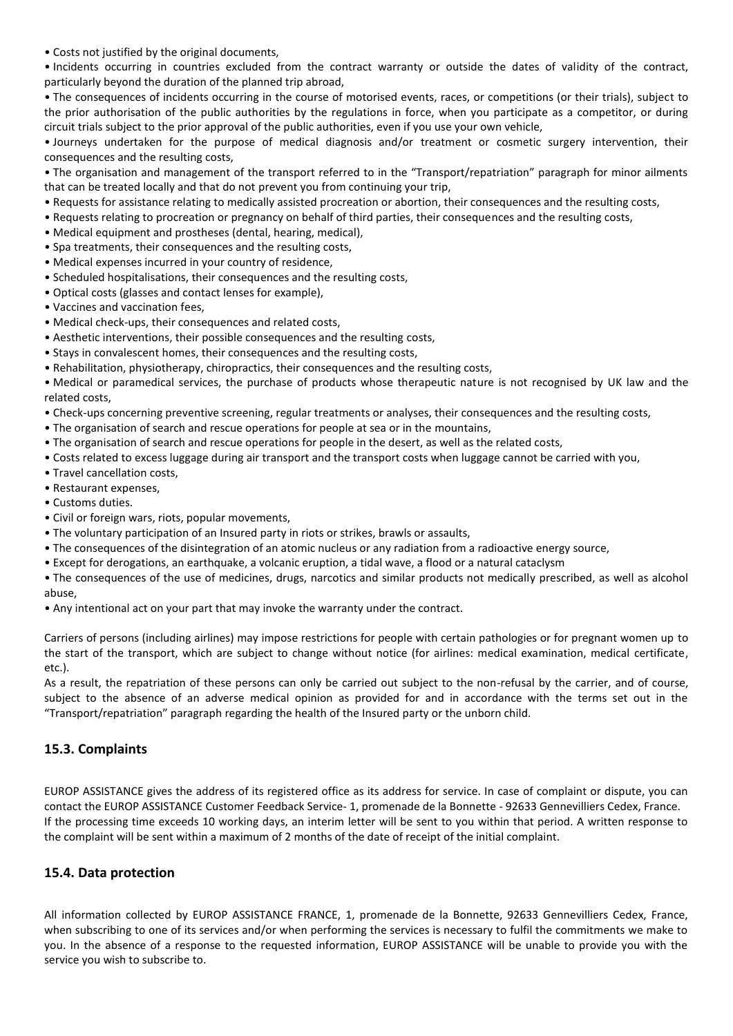- Costs not justified by the original documents,
- Incidents occurring in countries excluded from the contract warranty or outside the dates of validity of the contract, particularly beyond the duration of the planned trip abroad,
- The consequences of incidents occurring in the course of motorised events, races, or competitions (or their trials), subject to the prior authorisation of the public authorities by the regulations in force, when you participate as a competitor, or during circuit trials subject to the prior approval of the public authorities, even if you use your own vehicle,
- Journeys undertaken for the purpose of medical diagnosis and/or treatment or cosmetic surgery intervention, their consequences and the resulting costs,
- The organisation and management of the transport referred to in the "Transport/repatriation" paragraph for minor ailments that can be treated locally and that do not prevent you from continuing your trip,
- Requests for assistance relating to medically assisted procreation or abortion, their consequences and the resulting costs,
- Requests relating to procreation or pregnancy on behalf of third parties, their consequences and the resulting costs,
- Medical equipment and prostheses (dental, hearing, medical),
- Spa treatments, their consequences and the resulting costs,
- Medical expenses incurred in your country of residence,
- Scheduled hospitalisations, their consequences and the resulting costs,
- Optical costs (glasses and contact lenses for example),
- Vaccines and vaccination fees,
- Medical check-ups, their consequences and related costs,
- Aesthetic interventions, their possible consequences and the resulting costs,
- Stays in convalescent homes, their consequences and the resulting costs,
- Rehabilitation, physiotherapy, chiropractics, their consequences and the resulting costs,
- Medical or paramedical services, the purchase of products whose therapeutic nature is not recognised by UK law and the related costs,
- Check-ups concerning preventive screening, regular treatments or analyses, their consequences and the resulting costs,
- The organisation of search and rescue operations for people at sea or in the mountains,
- The organisation of search and rescue operations for people in the desert, as well as the related costs,
- Costs related to excess luggage during air transport and the transport costs when luggage cannot be carried with you,
- Travel cancellation costs,
- Restaurant expenses,
- Customs duties.
- Civil or foreign wars, riots, popular movements,
- The voluntary participation of an Insured party in riots or strikes, brawls or assaults,
- The consequences of the disintegration of an atomic nucleus or any radiation from a radioactive energy source,
- Except for derogations, an earthquake, a volcanic eruption, a tidal wave, a flood or a natural cataclysm
- The consequences of the use of medicines, drugs, narcotics and similar products not medically prescribed, as well as alcohol abuse,
- Any intentional act on your part that may invoke the warranty under the contract.

Carriers of persons (including airlines) may impose restrictions for people with certain pathologies or for pregnant women up to the start of the transport, which are subject to change without notice (for airlines: medical examination, medical certificate, etc.).

As a result, the repatriation of these persons can only be carried out subject to the non-refusal by the carrier, and of course, subject to the absence of an adverse medical opinion as provided for and in accordance with the terms set out in the "Transport/repatriation" paragraph regarding the health of the Insured party or the unborn child.

## 15.3. Complaints

EUROP ASSISTANCE gives the address of its registered office as its address for service. In case of complaint or dispute, you can contact the EUROP ASSISTANCE Customer Feedback Service- 1, promenade de la Bonnette - 92633 Gennevilliers Cedex, France. If the processing time exceeds 10 working days, an interim letter will be sent to you within that period. A written response to the complaint will be sent within a maximum of 2 months of the date of receipt of the initial complaint.

## 15.4. Data protection

All information collected by EUROP ASSISTANCE FRANCE, 1, promenade de la Bonnette, 92633 Gennevilliers Cedex, France, when subscribing to one of its services and/or when performing the services is necessary to fulfil the commitments we make to you. In the absence of a response to the requested information, EUROP ASSISTANCE will be unable to provide you with the service you wish to subscribe to.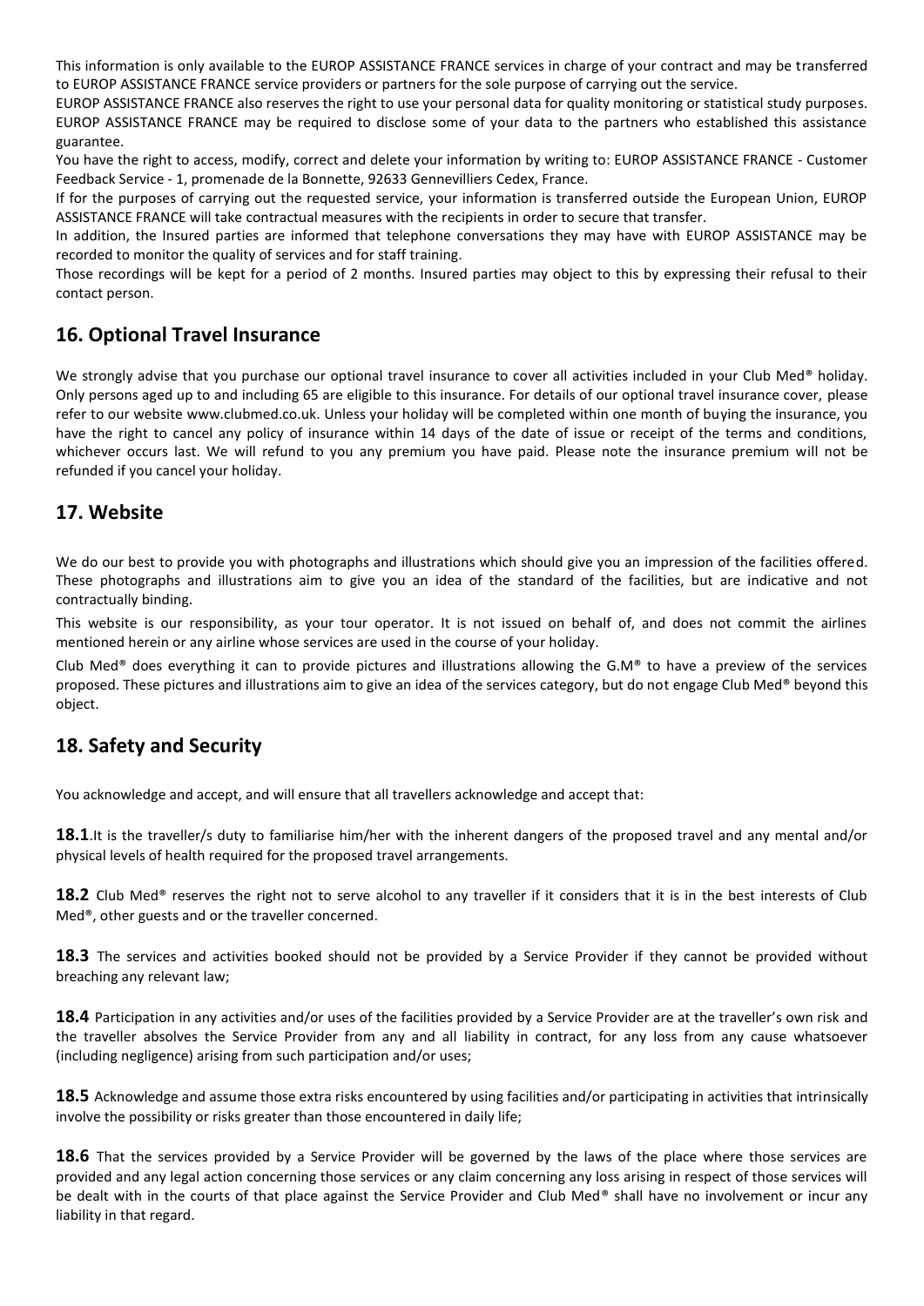This information is only available to the EUROP ASSISTANCE FRANCE services in charge of your contract and may be transferred to EUROP ASSISTANCE FRANCE service providers or partners for the sole purpose of carrying out the service.

EUROP ASSISTANCE FRANCE also reserves the right to use your personal data for quality monitoring or statistical study purposes. EUROP ASSISTANCE FRANCE may be required to disclose some of your data to the partners who established this assistance guarantee.

You have the right to access, modify, correct and delete your information by writing to: EUROP ASSISTANCE FRANCE - Customer Feedback Service - 1, promenade de la Bonnette, 92633 Gennevilliers Cedex, France.

If for the purposes of carrying out the requested service, your information is transferred outside the European Union, EUROP ASSISTANCE FRANCE will take contractual measures with the recipients in order to secure that transfer.

In addition, the Insured parties are informed that telephone conversations they may have with EUROP ASSISTANCE may be recorded to monitor the quality of services and for staff training.

Those recordings will be kept for a period of 2 months. Insured parties may object to this by expressing their refusal to their contact person.

## 16. Optional Travel Insurance

We strongly advise that you purchase our optional travel insurance to cover all activities included in your Club Med® holiday. Only persons aged up to and including 65 are eligible to this insurance. For details of our optional travel insurance cover, please refer to our website www.clubmed.co.uk. Unless your holiday will be completed within one month of buying the insurance, you have the right to cancel any policy of insurance within 14 days of the date of issue or receipt of the terms and conditions, whichever occurs last. We will refund to you any premium you have paid. Please note the insurance premium will not be refunded if you cancel your holiday.

## 17. Website

We do our best to provide you with photographs and illustrations which should give you an impression of the facilities offered. These photographs and illustrations aim to give you an idea of the standard of the facilities, but are indicative and not contractually binding.

This website is our responsibility, as your tour operator. It is not issued on behalf of, and does not commit the airlines mentioned herein or any airline whose services are used in the course of your holiday.

Club Med® does everything it can to provide pictures and illustrations allowing the G.M® to have a preview of the services proposed. These pictures and illustrations aim to give an idea of the services category, but do not engage Club Med® beyond this object.

## 18. Safety and Security

You acknowledge and accept, and will ensure that all travellers acknowledge and accept that:

**18.1**.It is the traveller/s duty to familiarise him/her with the inherent dangers of the proposed travel and any mental and/or physical levels of health required for the proposed travel arrangements.

**18.2** Club Med® reserves the right not to serve alcohol to any traveller if it considers that it is in the best interests of Club Med®, other guests and or the traveller concerned.

**18.3** The services and activities booked should not be provided by a Service Provider if they cannot be provided without breaching any relevant law;

**18.4** Participation in any activities and/or uses of the facilities provided by a Service Provider are at the traveller's own risk and the traveller absolves the Service Provider from any and all liability in contract, for any loss from any cause whatsoever (including negligence) arising from such participation and/or uses;

**18.5** Acknowledge and assume those extra risks encountered by using facilities and/or participating in activities that intrinsically involve the possibility or risks greater than those encountered in daily life;

**18.6** That the services provided by a Service Provider will be governed by the laws of the place where those services are provided and any legal action concerning those services or any claim concerning any loss arising in respect of those services will be dealt with in the courts of that place against the Service Provider and Club Med® shall have no involvement or incur any liability in that regard.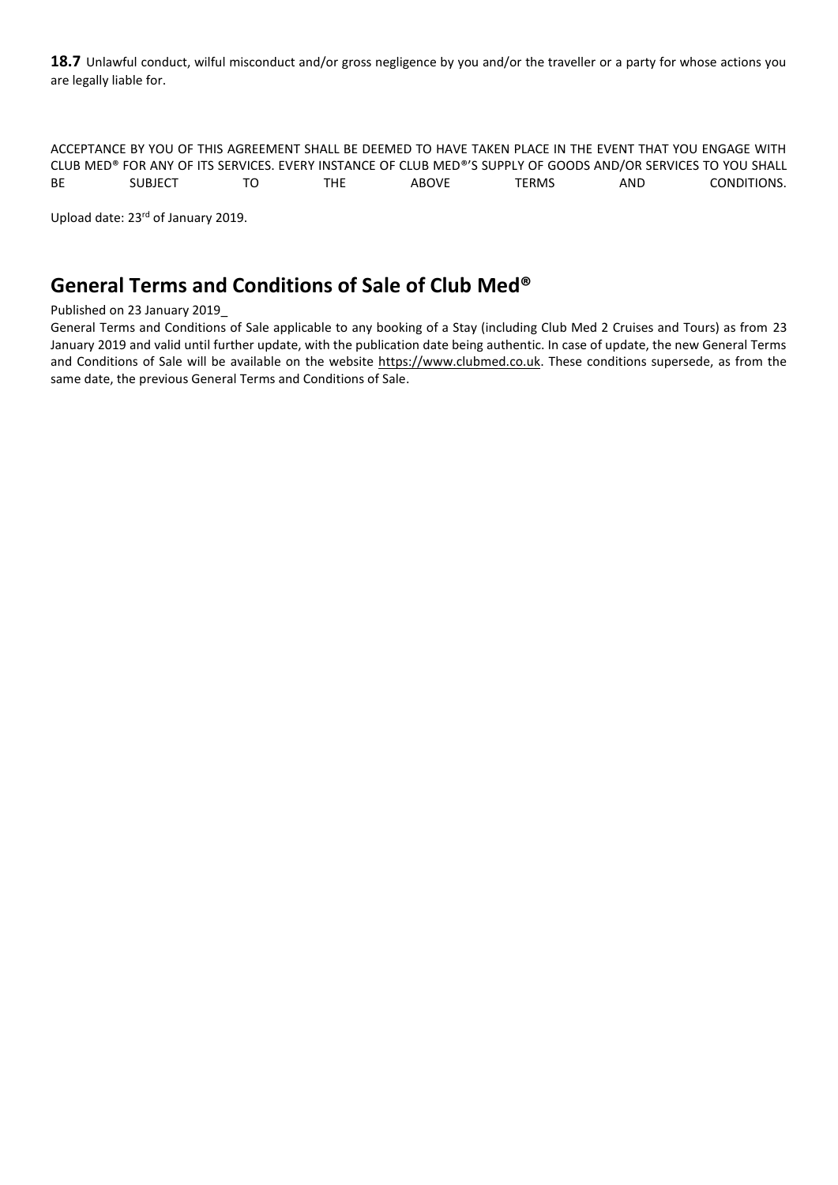**18.7** Unlawful conduct, wilful misconduct and/or gross negligence by you and/or the traveller or a party for whose actions you are legally liable for.

ACCEPTANCE BY YOU OF THIS AGREEMENT SHALL BE DEEMED TO HAVE TAKEN PLACE IN THE EVENT THAT YOU ENGAGE WITH CLUB MED® FOR ANY OF ITS SERVICES. EVERY INSTANCE OF CLUB MED®'S SUPPLY OF GOODS AND/OR SERVICES TO YOU SHALL BE SUBJECT TO THE ABOVE TERMS AND CONDITIONS.

Upload date: 23rd of January 2019.

## General Terms and Conditions of Sale of Club Med®

Published on 23 January 2019_

General Terms and Conditions of Sale applicable to any booking of a Stay (including Club Med 2 Cruises and Tours) as from 23 January 2019 and valid until further update, with the publication date being authentic. In case of update, the new General Terms and Conditions of Sale will be available on the website https://www.clubmed.co.uk. These conditions supersede, as from the same date, the previous General Terms and Conditions of Sale.